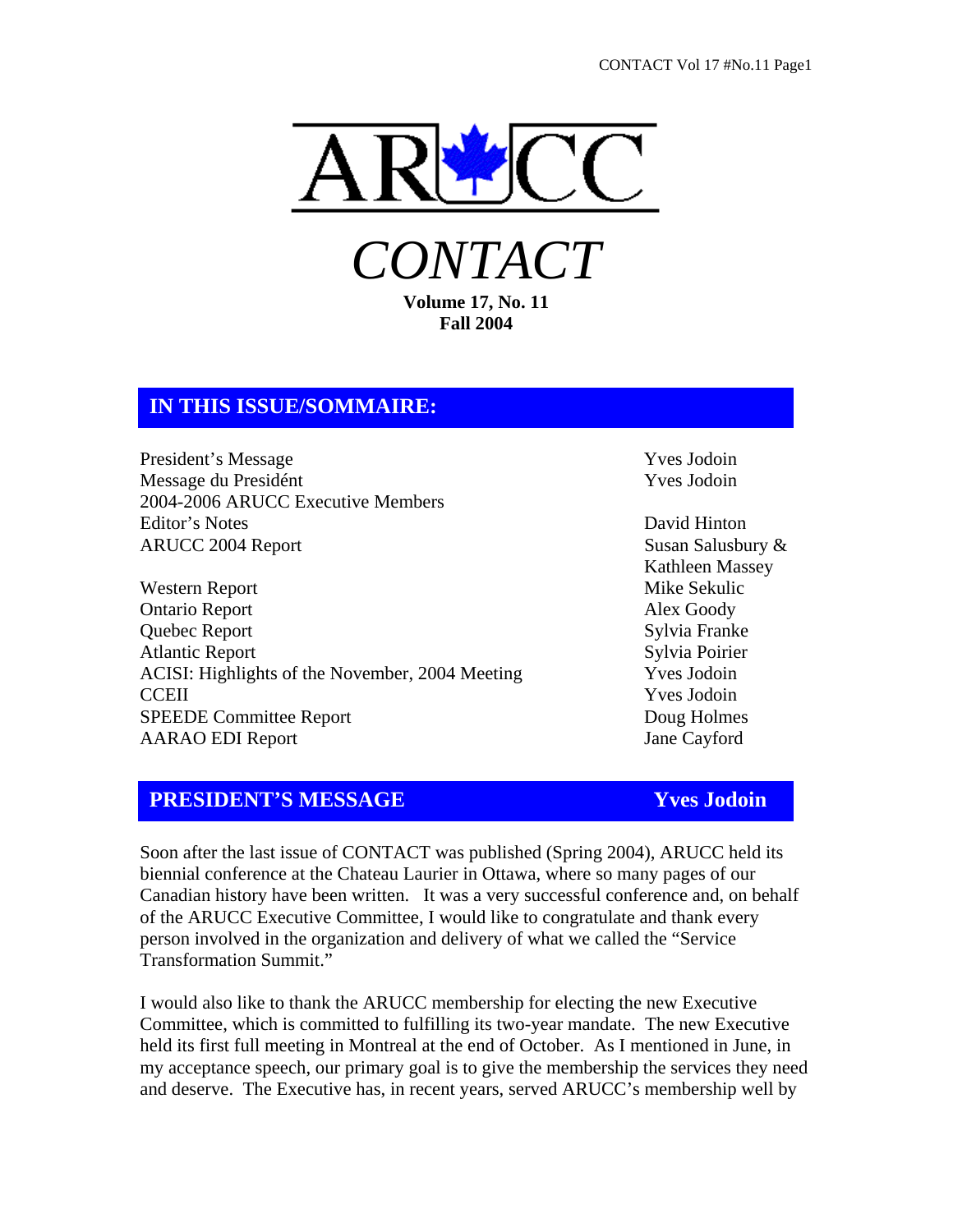# ARUCC

# *CONTACT*

**Volume 17, No. 11**
**Fall 2004**

## IN THIS ISSUE/SOMMAIRE:

| | |
|---|---|
| President's Message | Yves Jodoin |
| Message du Presidént | Yves Jodoin |
| 2004-2006 ARUCC Executive Members | |
| Editor's Notes | David Hinton |
| ARUCC 2004 Report | Susan Salusbury & Kathleen Massey |
| Western Report | Mike Sekulic |
| Ontario Report | Alex Goody |
| Quebec Report | Sylvia Franke |
| Atlantic Report | Sylvia Poirier |
| ACISI: Highlights of the November, 2004 Meeting | Yves Jodoin |
| CCEII | Yves Jodoin |
| SPEEDE Committee Report | Doug Holmes |
| AARAO EDI Report | Jane Cayford |

## PRESIDENT'S MESSAGE — Yves Jodoin

Soon after the last issue of CONTACT was published (Spring 2004), ARUCC held its biennial conference at the Chateau Laurier in Ottawa, where so many pages of our Canadian history have been written. It was a very successful conference and, on behalf of the ARUCC Executive Committee, I would like to congratulate and thank every person involved in the organization and delivery of what we called the "Service Transformation Summit."

I would also like to thank the ARUCC membership for electing the new Executive Committee, which is committed to fulfilling its two-year mandate. The new Executive held its first full meeting in Montreal at the end of October. As I mentioned in June, in my acceptance speech, our primary goal is to give the membership the services they need and deserve. The Executive has, in recent years, served ARUCC's membership well by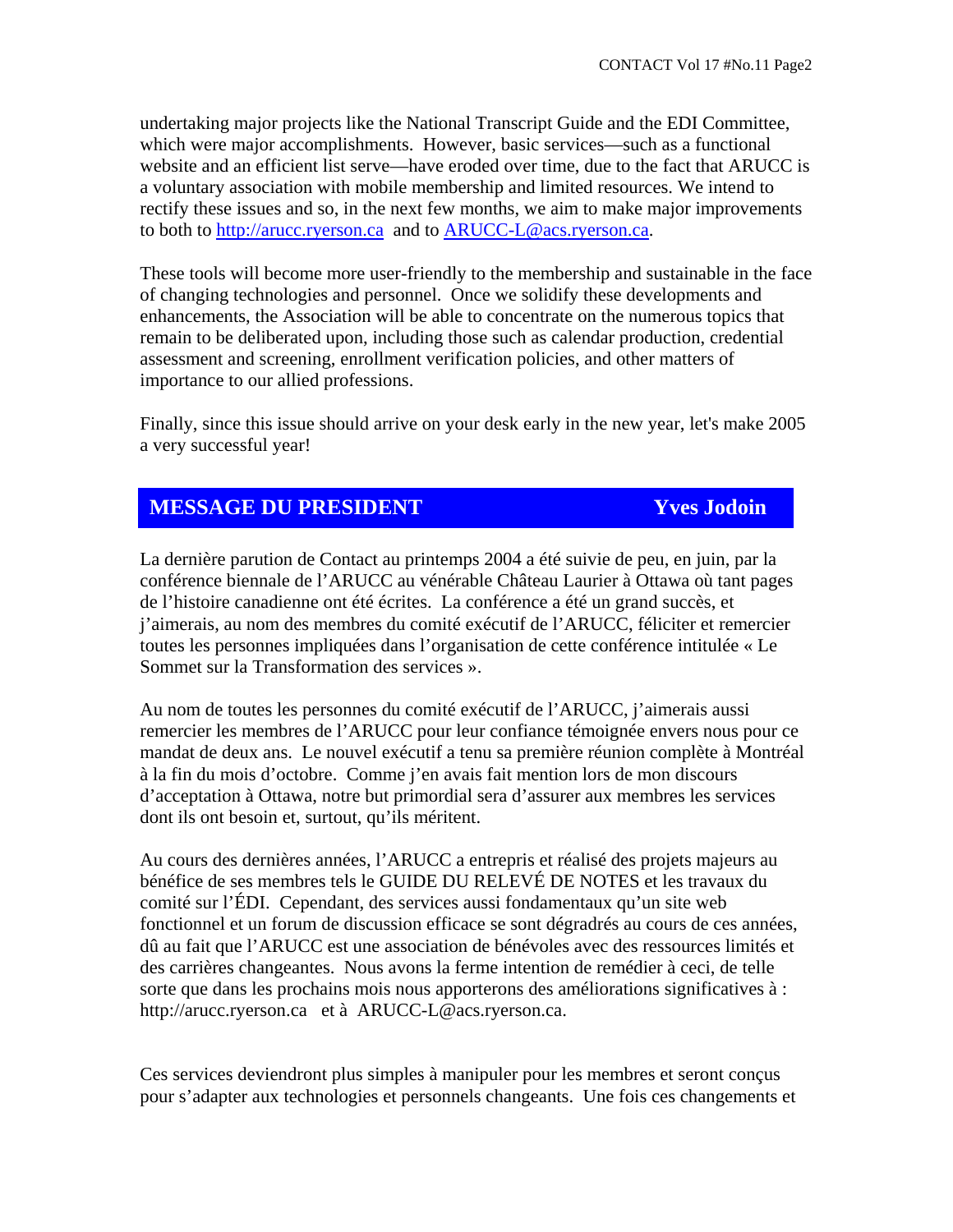undertaking major projects like the National Transcript Guide and the EDI Committee, which were major accomplishments. However, basic services—such as a functional website and an efficient list serve—have eroded over time, due to the fact that ARUCC is a voluntary association with mobile membership and limited resources. We intend to rectify these issues and so, in the next few months, we aim to make major improvements to both to http://arucc.ryerson.ca and to ARUCC-L@acs.ryerson.ca.

These tools will become more user-friendly to the membership and sustainable in the face of changing technologies and personnel. Once we solidify these developments and enhancements, the Association will be able to concentrate on the numerous topics that remain to be deliberated upon, including those such as calendar production, credential assessment and screening, enrollment verification policies, and other matters of importance to our allied professions.

Finally, since this issue should arrive on your desk early in the new year, let's make 2005 a very successful year!

## MESSAGE DU PRESIDENT — Yves Jodoin

La dernière parution de Contact au printemps 2004 a été suivie de peu, en juin, par la conférence biennale de l'ARUCC au vénérable Château Laurier à Ottawa où tant pages de l'histoire canadienne ont été écrites. La conférence a été un grand succès, et j'aimerais, au nom des membres du comité exécutif de l'ARUCC, féliciter et remercier toutes les personnes impliquées dans l'organisation de cette conférence intitulée « Le Sommet sur la Transformation des services ».

Au nom de toutes les personnes du comité exécutif de l'ARUCC, j'aimerais aussi remercier les membres de l'ARUCC pour leur confiance témoignée envers nous pour ce mandat de deux ans. Le nouvel exécutif a tenu sa première réunion complète à Montréal à la fin du mois d'octobre. Comme j'en avais fait mention lors de mon discours d'acceptation à Ottawa, notre but primordial sera d'assurer aux membres les services dont ils ont besoin et, surtout, qu'ils méritent.

Au cours des dernières années, l'ARUCC a entrepris et réalisé des projets majeurs au bénéfice de ses membres tels le GUIDE DU RELEVÉ DE NOTES et les travaux du comité sur l'ÉDI. Cependant, des services aussi fondamentaux qu'un site web fonctionnel et un forum de discussion efficace se sont dégradrés au cours de ces années, dû au fait que l'ARUCC est une association de bénévoles avec des ressources limités et des carrières changeantes. Nous avons la ferme intention de remédier à ceci, de telle sorte que dans les prochains mois nous apporterons des améliorations significatives à : http://arucc.ryerson.ca et à ARUCC-L@acs.ryerson.ca.

Ces services deviendront plus simples à manipuler pour les membres et seront conçus pour s'adapter aux technologies et personnels changeants. Une fois ces changements et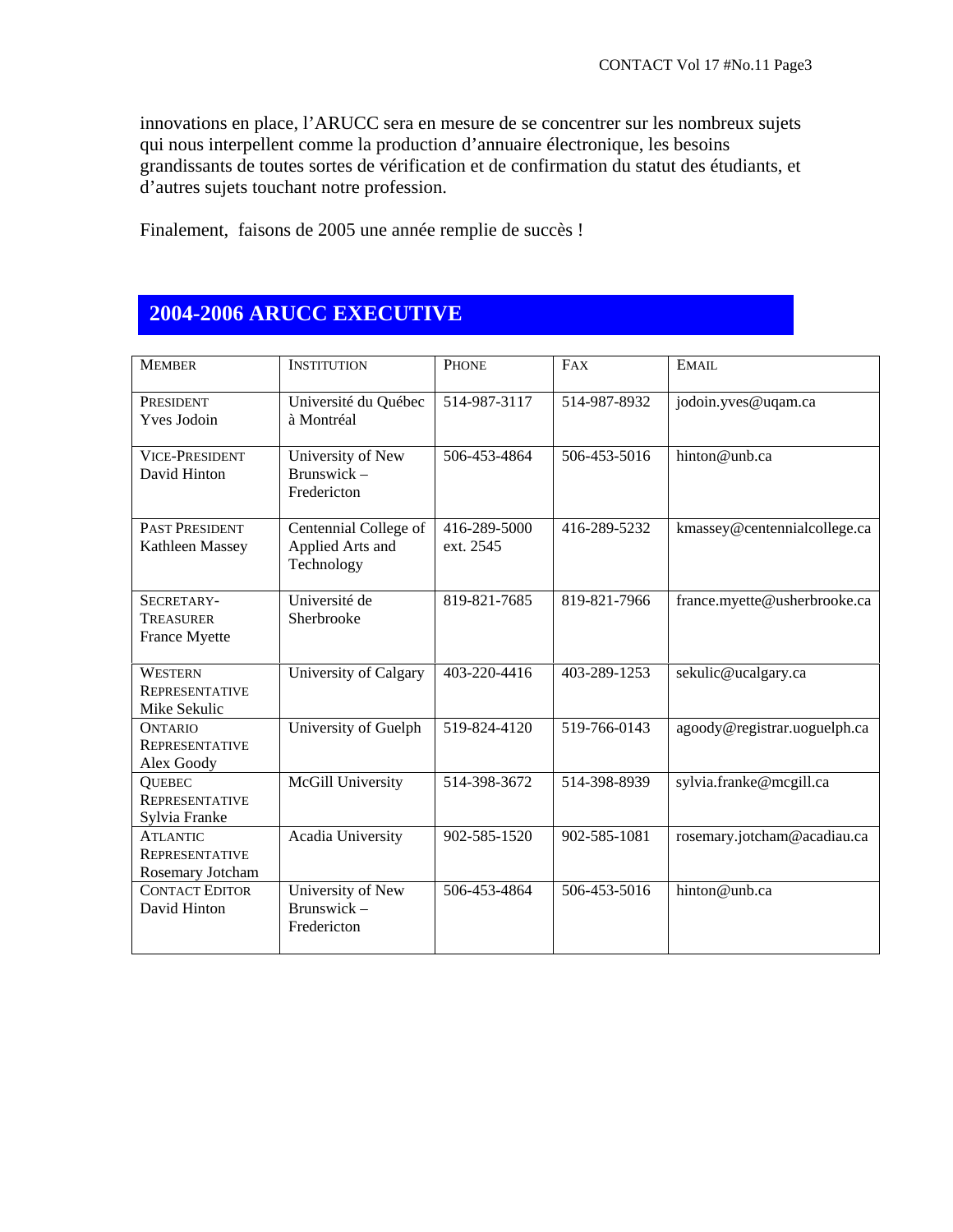innovations en place, l'ARUCC sera en mesure de se concentrer sur les nombreux sujets qui nous interpellent comme la production d'annuaire électronique, les besoins grandissants de toutes sortes de vérification et de confirmation du statut des étudiants, et d'autres sujets touchant notre profession.

Finalement, faisons de 2005 une année remplie de succès !

## 2004-2006 ARUCC EXECUTIVE

| MEMBER | INSTITUTION | PHONE | FAX | EMAIL |
|---|---|---|---|---|
| PRESIDENT Yves Jodoin | Université du Québec à Montréal | 514-987-3117 | 514-987-8932 | jodoin.yves@uqam.ca |
| VICE-PRESIDENT David Hinton | University of New Brunswick – Fredericton | 506-453-4864 | 506-453-5016 | hinton@unb.ca |
| PAST PRESIDENT Kathleen Massey | Centennial College of Applied Arts and Technology | 416-289-5000 ext. 2545 | 416-289-5232 | kmassey@centennialcollege.ca |
| SECRETARY-TREASURER France Myette | Université de Sherbrooke | 819-821-7685 | 819-821-7966 | france.myette@usherbrooke.ca |
| WESTERN REPRESENTATIVE Mike Sekulic | University of Calgary | 403-220-4416 | 403-289-1253 | sekulic@ucalgary.ca |
| ONTARIO REPRESENTATIVE Alex Goody | University of Guelph | 519-824-4120 | 519-766-0143 | agoody@registrar.uoguelph.ca |
| QUEBEC REPRESENTATIVE Sylvia Franke | McGill University | 514-398-3672 | 514-398-8939 | sylvia.franke@mcgill.ca |
| ATLANTIC REPRESENTATIVE Rosemary Jotcham | Acadia University | 902-585-1520 | 902-585-1081 | rosemary.jotcham@acadiau.ca |
| CONTACT EDITOR David Hinton | University of New Brunswick – Fredericton | 506-453-4864 | 506-453-5016 | hinton@unb.ca |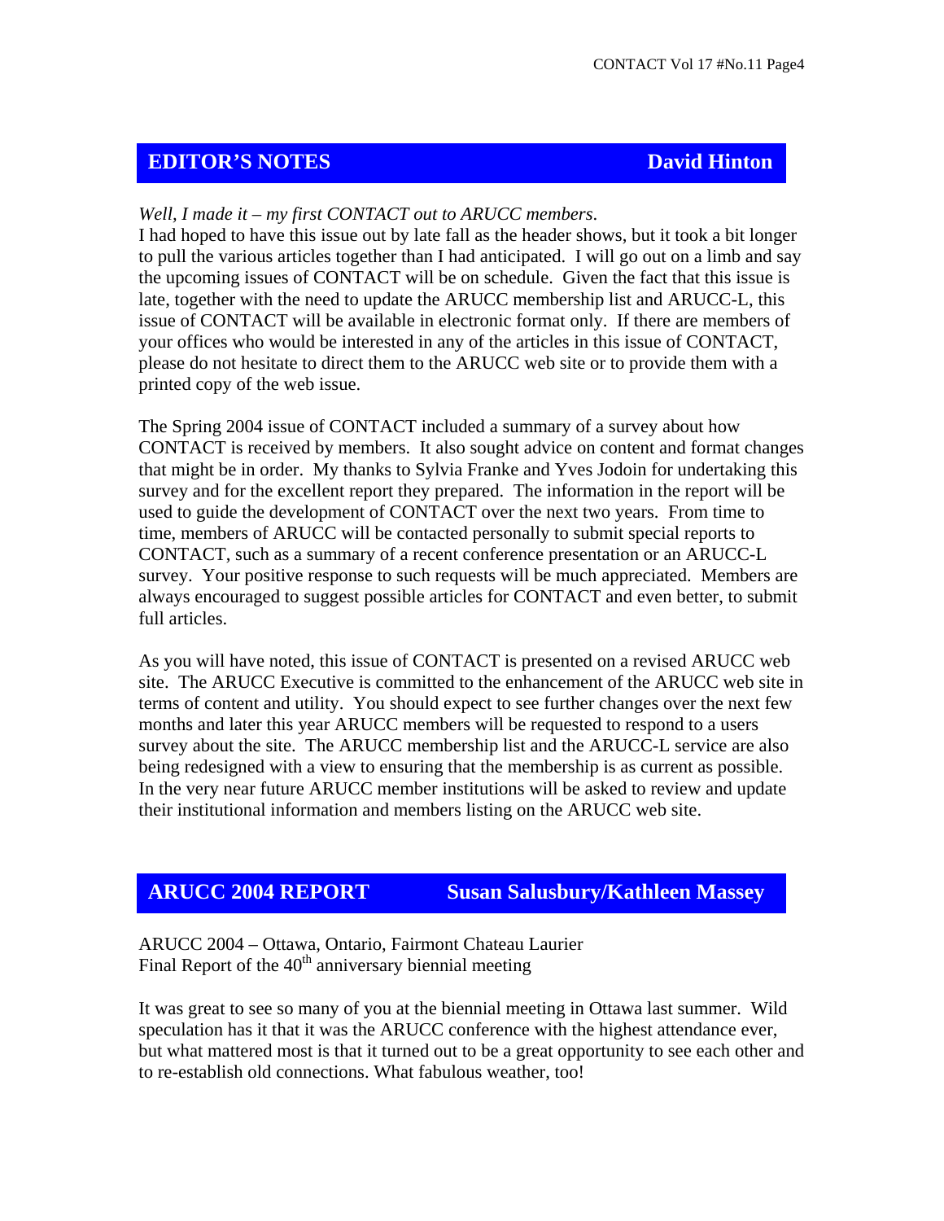## EDITOR'S NOTES — David Hinton

*Well, I made it – my first CONTACT out to ARUCC members*.
I had hoped to have this issue out by late fall as the header shows, but it took a bit longer to pull the various articles together than I had anticipated. I will go out on a limb and say the upcoming issues of CONTACT will be on schedule. Given the fact that this issue is late, together with the need to update the ARUCC membership list and ARUCC-L, this issue of CONTACT will be available in electronic format only. If there are members of your offices who would be interested in any of the articles in this issue of CONTACT, please do not hesitate to direct them to the ARUCC web site or to provide them with a printed copy of the web issue.

The Spring 2004 issue of CONTACT included a summary of a survey about how CONTACT is received by members. It also sought advice on content and format changes that might be in order. My thanks to Sylvia Franke and Yves Jodoin for undertaking this survey and for the excellent report they prepared. The information in the report will be used to guide the development of CONTACT over the next two years. From time to time, members of ARUCC will be contacted personally to submit special reports to CONTACT, such as a summary of a recent conference presentation or an ARUCC-L survey. Your positive response to such requests will be much appreciated. Members are always encouraged to suggest possible articles for CONTACT and even better, to submit full articles.

As you will have noted, this issue of CONTACT is presented on a revised ARUCC web site. The ARUCC Executive is committed to the enhancement of the ARUCC web site in terms of content and utility. You should expect to see further changes over the next few months and later this year ARUCC members will be requested to respond to a users survey about the site. The ARUCC membership list and the ARUCC-L service are also being redesigned with a view to ensuring that the membership is as current as possible. In the very near future ARUCC member institutions will be asked to review and update their institutional information and members listing on the ARUCC web site.

## ARUCC 2004 REPORT — Susan Salusbury/Kathleen Massey

ARUCC 2004 – Ottawa, Ontario, Fairmont Chateau Laurier
Final Report of the 40th anniversary biennial meeting

It was great to see so many of you at the biennial meeting in Ottawa last summer. Wild speculation has it that it was the ARUCC conference with the highest attendance ever, but what mattered most is that it turned out to be a great opportunity to see each other and to re-establish old connections. What fabulous weather, too!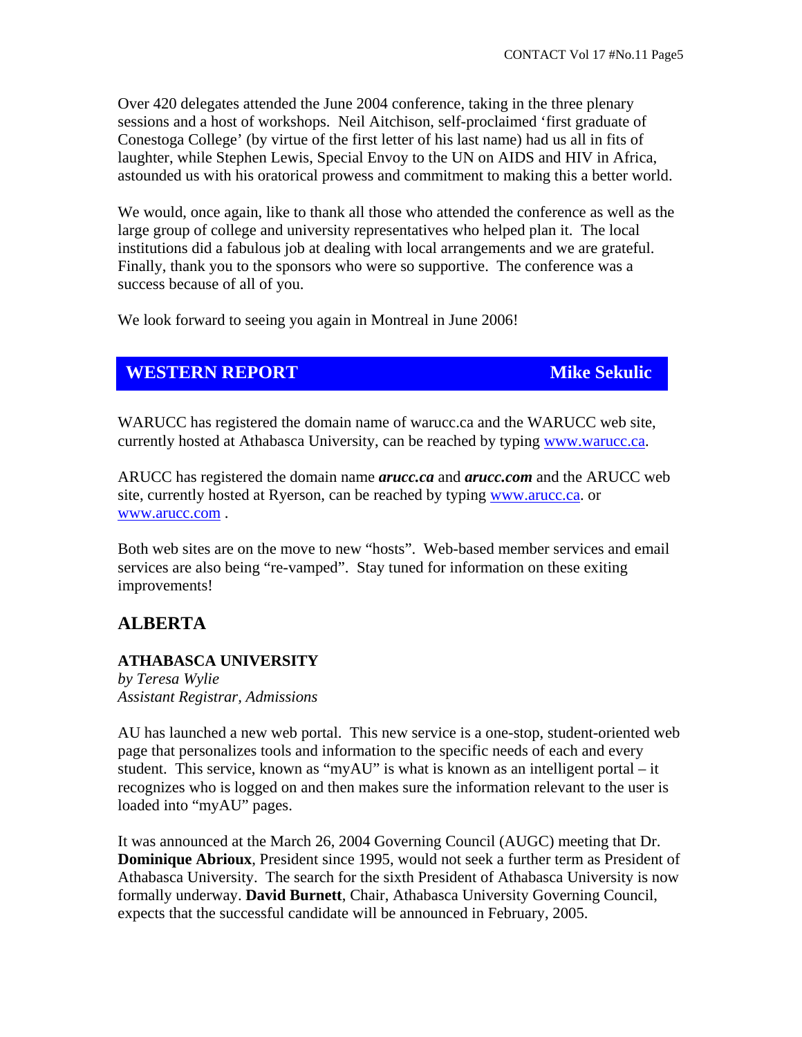Over 420 delegates attended the June 2004 conference, taking in the three plenary sessions and a host of workshops. Neil Aitchison, self-proclaimed 'first graduate of Conestoga College' (by virtue of the first letter of his last name) had us all in fits of laughter, while Stephen Lewis, Special Envoy to the UN on AIDS and HIV in Africa, astounded us with his oratorical prowess and commitment to making this a better world.

We would, once again, like to thank all those who attended the conference as well as the large group of college and university representatives who helped plan it. The local institutions did a fabulous job at dealing with local arrangements and we are grateful. Finally, thank you to the sponsors who were so supportive. The conference was a success because of all of you.

We look forward to seeing you again in Montreal in June 2006!

## WESTERN REPORT — Mike Sekulic

WARUCC has registered the domain name of warucc.ca and the WARUCC web site, currently hosted at Athabasca University, can be reached by typing www.warucc.ca.

ARUCC has registered the domain name ***arucc.ca*** and ***arucc.com*** and the ARUCC web site, currently hosted at Ryerson, can be reached by typing www.arucc.ca. or www.arucc.com .

Both web sites are on the move to new "hosts". Web-based member services and email services are also being "re-vamped". Stay tuned for information on these exiting improvements!

## ALBERTA

### ATHABASCA UNIVERSITY

*by Teresa Wylie*
*Assistant Registrar, Admissions*

AU has launched a new web portal. This new service is a one-stop, student-oriented web page that personalizes tools and information to the specific needs of each and every student. This service, known as "myAU" is what is known as an intelligent portal – it recognizes who is logged on and then makes sure the information relevant to the user is loaded into "myAU" pages.

It was announced at the March 26, 2004 Governing Council (AUGC) meeting that Dr. **Dominique Abrioux**, President since 1995, would not seek a further term as President of Athabasca University. The search for the sixth President of Athabasca University is now formally underway. **David Burnett**, Chair, Athabasca University Governing Council, expects that the successful candidate will be announced in February, 2005.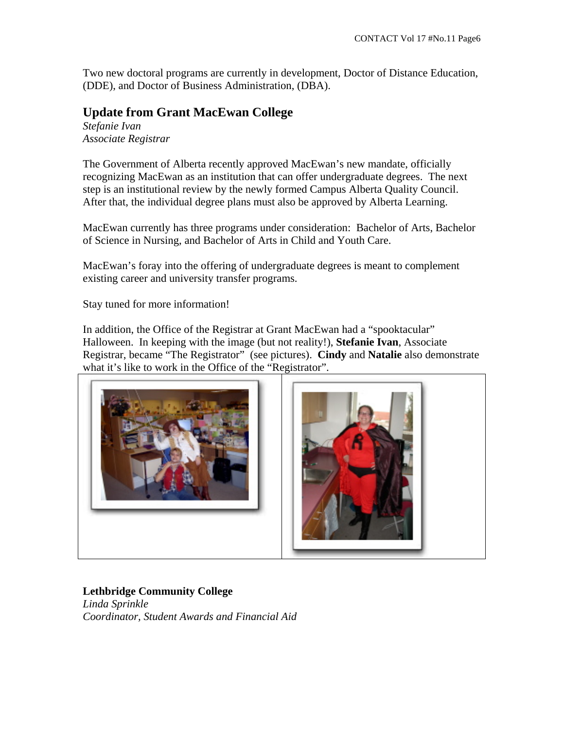Two new doctoral programs are currently in development, Doctor of Distance Education, (DDE), and Doctor of Business Administration, (DBA).

## Update from Grant MacEwan College

*Stefanie Ivan*
*Associate Registrar*

The Government of Alberta recently approved MacEwan's new mandate, officially recognizing MacEwan as an institution that can offer undergraduate degrees. The next step is an institutional review by the newly formed Campus Alberta Quality Council. After that, the individual degree plans must also be approved by Alberta Learning.

MacEwan currently has three programs under consideration: Bachelor of Arts, Bachelor of Science in Nursing, and Bachelor of Arts in Child and Youth Care.

MacEwan's foray into the offering of undergraduate degrees is meant to complement existing career and university transfer programs.

Stay tuned for more information!

In addition, the Office of the Registrar at Grant MacEwan had a "spooktacular" Halloween. In keeping with the image (but not reality!), **Stefanie Ivan**, Associate Registrar, became "The Registrator" (see pictures). **Cindy** and **Natalie** also demonstrate what it's like to work in the Office of the "Registrator".

**Lethbridge Community College**
*Linda Sprinkle*
*Coordinator, Student Awards and Financial Aid*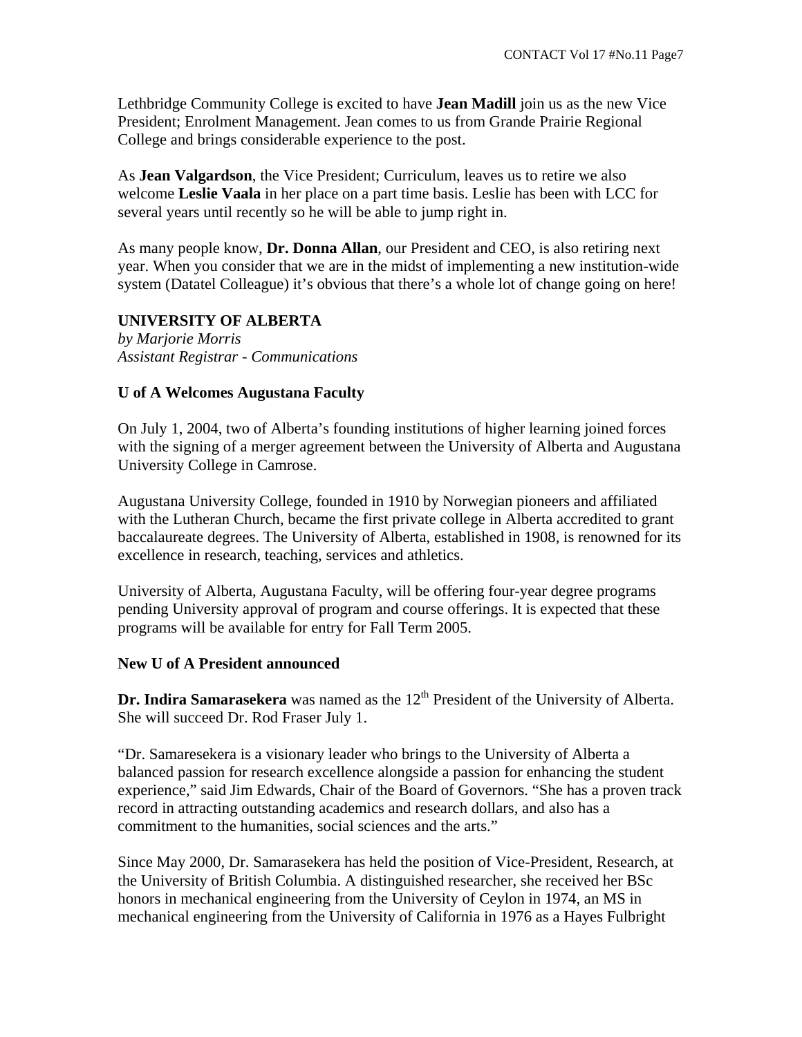Lethbridge Community College is excited to have **Jean Madill** join us as the new Vice President; Enrolment Management. Jean comes to us from Grande Prairie Regional College and brings considerable experience to the post.

As **Jean Valgardson**, the Vice President; Curriculum, leaves us to retire we also welcome **Leslie Vaala** in her place on a part time basis. Leslie has been with LCC for several years until recently so he will be able to jump right in.

As many people know, **Dr. Donna Allan**, our President and CEO, is also retiring next year. When you consider that we are in the midst of implementing a new institution-wide system (Datatel Colleague) it's obvious that there's a whole lot of change going on here!

## UNIVERSITY OF ALBERTA

*by Marjorie Morris*
*Assistant Registrar - Communications*

### U of A Welcomes Augustana Faculty

On July 1, 2004, two of Alberta's founding institutions of higher learning joined forces with the signing of a merger agreement between the University of Alberta and Augustana University College in Camrose.

Augustana University College, founded in 1910 by Norwegian pioneers and affiliated with the Lutheran Church, became the first private college in Alberta accredited to grant baccalaureate degrees. The University of Alberta, established in 1908, is renowned for its excellence in research, teaching, services and athletics.

University of Alberta, Augustana Faculty, will be offering four-year degree programs pending University approval of program and course offerings. It is expected that these programs will be available for entry for Fall Term 2005.

### New U of A President announced

**Dr. Indira Samarasekera** was named as the 12th President of the University of Alberta. She will succeed Dr. Rod Fraser July 1.

"Dr. Samaresekera is a visionary leader who brings to the University of Alberta a balanced passion for research excellence alongside a passion for enhancing the student experience," said Jim Edwards, Chair of the Board of Governors. "She has a proven track record in attracting outstanding academics and research dollars, and also has a commitment to the humanities, social sciences and the arts."

Since May 2000, Dr. Samarasekera has held the position of Vice-President, Research, at the University of British Columbia. A distinguished researcher, she received her BSc honors in mechanical engineering from the University of Ceylon in 1974, an MS in mechanical engineering from the University of California in 1976 as a Hayes Fulbright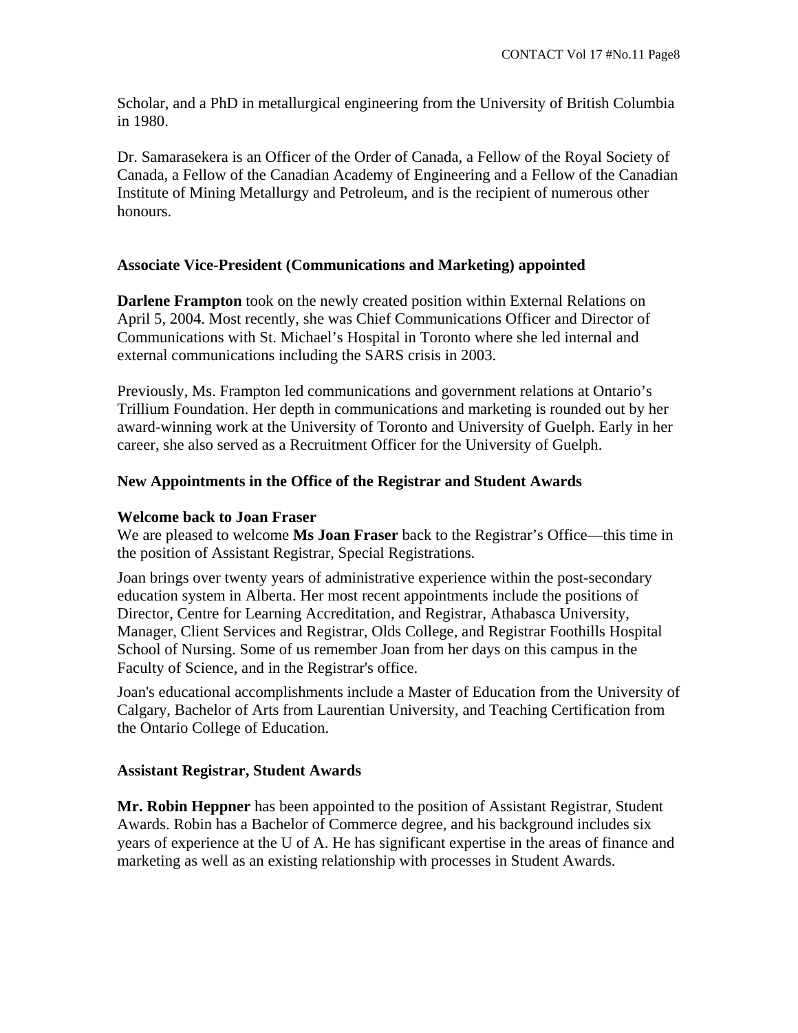Scholar, and a PhD in metallurgical engineering from the University of British Columbia in 1980.

Dr. Samarasekera is an Officer of the Order of Canada, a Fellow of the Royal Society of Canada, a Fellow of the Canadian Academy of Engineering and a Fellow of the Canadian Institute of Mining Metallurgy and Petroleum, and is the recipient of numerous other honours.

## Associate Vice-President (Communications and Marketing) appointed

**Darlene Frampton** took on the newly created position within External Relations on April 5, 2004. Most recently, she was Chief Communications Officer and Director of Communications with St. Michael's Hospital in Toronto where she led internal and external communications including the SARS crisis in 2003.

Previously, Ms. Frampton led communications and government relations at Ontario's Trillium Foundation. Her depth in communications and marketing is rounded out by her award-winning work at the University of Toronto and University of Guelph. Early in her career, she also served as a Recruitment Officer for the University of Guelph.

## New Appointments in the Office of the Registrar and Student Awards

### Welcome back to Joan Fraser

We are pleased to welcome **Ms Joan Fraser** back to the Registrar's Office—this time in the position of Assistant Registrar, Special Registrations.

Joan brings over twenty years of administrative experience within the post-secondary education system in Alberta. Her most recent appointments include the positions of Director, Centre for Learning Accreditation, and Registrar, Athabasca University, Manager, Client Services and Registrar, Olds College, and Registrar Foothills Hospital School of Nursing. Some of us remember Joan from her days on this campus in the Faculty of Science, and in the Registrar's office.

Joan's educational accomplishments include a Master of Education from the University of Calgary, Bachelor of Arts from Laurentian University, and Teaching Certification from the Ontario College of Education.

### Assistant Registrar, Student Awards

**Mr. Robin Heppner** has been appointed to the position of Assistant Registrar, Student Awards. Robin has a Bachelor of Commerce degree, and his background includes six years of experience at the U of A. He has significant expertise in the areas of finance and marketing as well as an existing relationship with processes in Student Awards.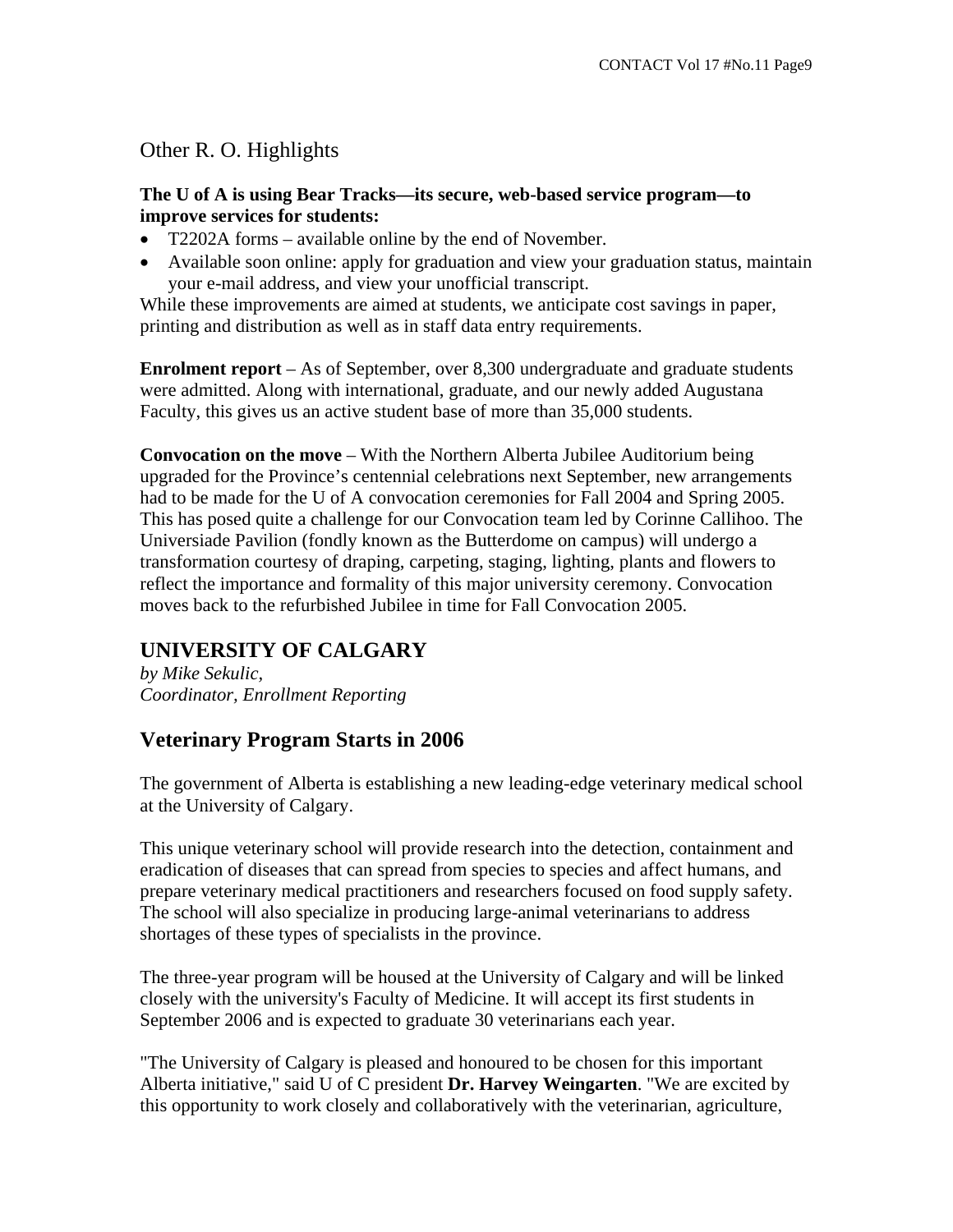## Other R. O. Highlights

**The U of A is using Bear Tracks—its secure, web-based service program—to improve services for students:**

- T2202A forms – available online by the end of November.
- Available soon online: apply for graduation and view your graduation status, maintain your e-mail address, and view your unofficial transcript.

While these improvements are aimed at students, we anticipate cost savings in paper, printing and distribution as well as in staff data entry requirements.

**Enrolment report** – As of September, over 8,300 undergraduate and graduate students were admitted. Along with international, graduate, and our newly added Augustana Faculty, this gives us an active student base of more than 35,000 students.

**Convocation on the move** – With the Northern Alberta Jubilee Auditorium being upgraded for the Province's centennial celebrations next September, new arrangements had to be made for the U of A convocation ceremonies for Fall 2004 and Spring 2005. This has posed quite a challenge for our Convocation team led by Corinne Callihoo. The Universiade Pavilion (fondly known as the Butterdome on campus) will undergo a transformation courtesy of draping, carpeting, staging, lighting, plants and flowers to reflect the importance and formality of this major university ceremony. Convocation moves back to the refurbished Jubilee in time for Fall Convocation 2005.

## UNIVERSITY OF CALGARY

*by Mike Sekulic,*
*Coordinator, Enrollment Reporting*

## Veterinary Program Starts in 2006

The government of Alberta is establishing a new leading-edge veterinary medical school at the University of Calgary.

This unique veterinary school will provide research into the detection, containment and eradication of diseases that can spread from species to species and affect humans, and prepare veterinary medical practitioners and researchers focused on food supply safety. The school will also specialize in producing large-animal veterinarians to address shortages of these types of specialists in the province.

The three-year program will be housed at the University of Calgary and will be linked closely with the university's Faculty of Medicine. It will accept its first students in September 2006 and is expected to graduate 30 veterinarians each year.

"The University of Calgary is pleased and honoured to be chosen for this important Alberta initiative," said U of C president **Dr. Harvey Weingarten**. "We are excited by this opportunity to work closely and collaboratively with the veterinarian, agriculture,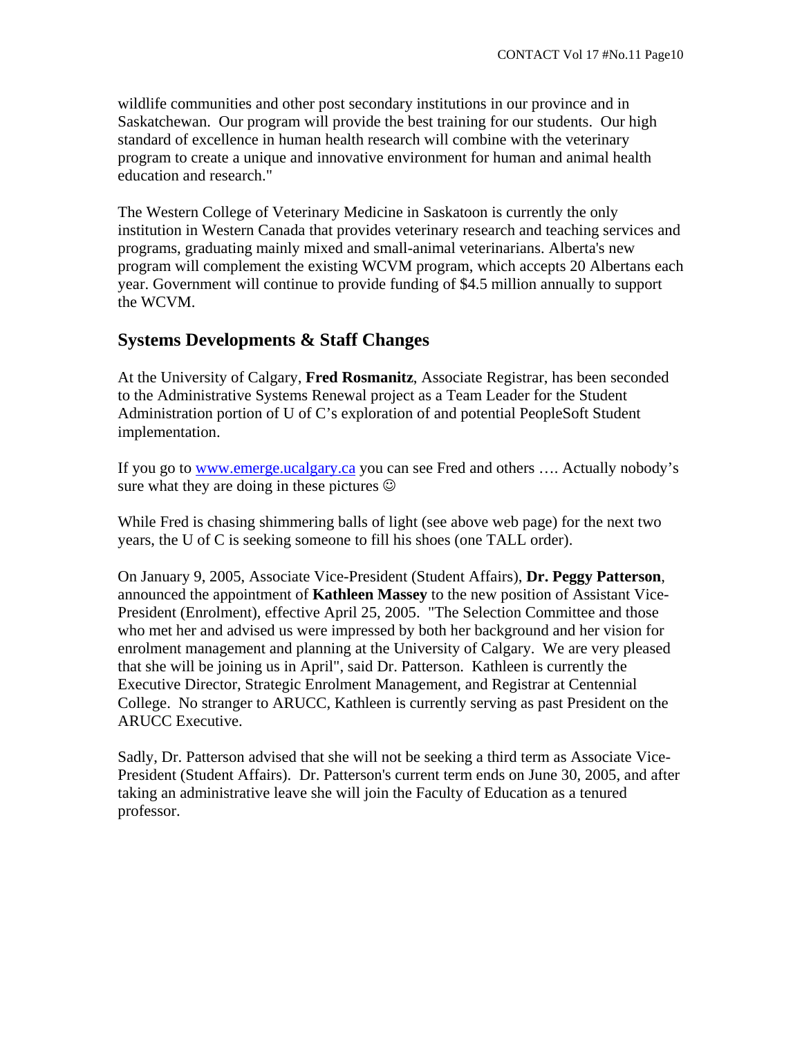wildlife communities and other post secondary institutions in our province and in Saskatchewan. Our program will provide the best training for our students. Our high standard of excellence in human health research will combine with the veterinary program to create a unique and innovative environment for human and animal health education and research."

The Western College of Veterinary Medicine in Saskatoon is currently the only institution in Western Canada that provides veterinary research and teaching services and programs, graduating mainly mixed and small-animal veterinarians. Alberta's new program will complement the existing WCVM program, which accepts 20 Albertans each year. Government will continue to provide funding of $4.5 million annually to support the WCVM.

## Systems Developments & Staff Changes

At the University of Calgary, **Fred Rosmanitz**, Associate Registrar, has been seconded to the Administrative Systems Renewal project as a Team Leader for the Student Administration portion of U of C's exploration of and potential PeopleSoft Student implementation.

If you go to [www.emerge.ucalgary.ca](www.emerge.ucalgary.ca) you can see Fred and others …. Actually nobody's sure what they are doing in these pictures ☺

While Fred is chasing shimmering balls of light (see above web page) for the next two years, the U of C is seeking someone to fill his shoes (one TALL order).

On January 9, 2005, Associate Vice-President (Student Affairs), **Dr. Peggy Patterson**, announced the appointment of **Kathleen Massey** to the new position of Assistant Vice-President (Enrolment), effective April 25, 2005. "The Selection Committee and those who met her and advised us were impressed by both her background and her vision for enrolment management and planning at the University of Calgary. We are very pleased that she will be joining us in April", said Dr. Patterson. Kathleen is currently the Executive Director, Strategic Enrolment Management, and Registrar at Centennial College. No stranger to ARUCC, Kathleen is currently serving as past President on the ARUCC Executive.

Sadly, Dr. Patterson advised that she will not be seeking a third term as Associate Vice-President (Student Affairs). Dr. Patterson's current term ends on June 30, 2005, and after taking an administrative leave she will join the Faculty of Education as a tenured professor.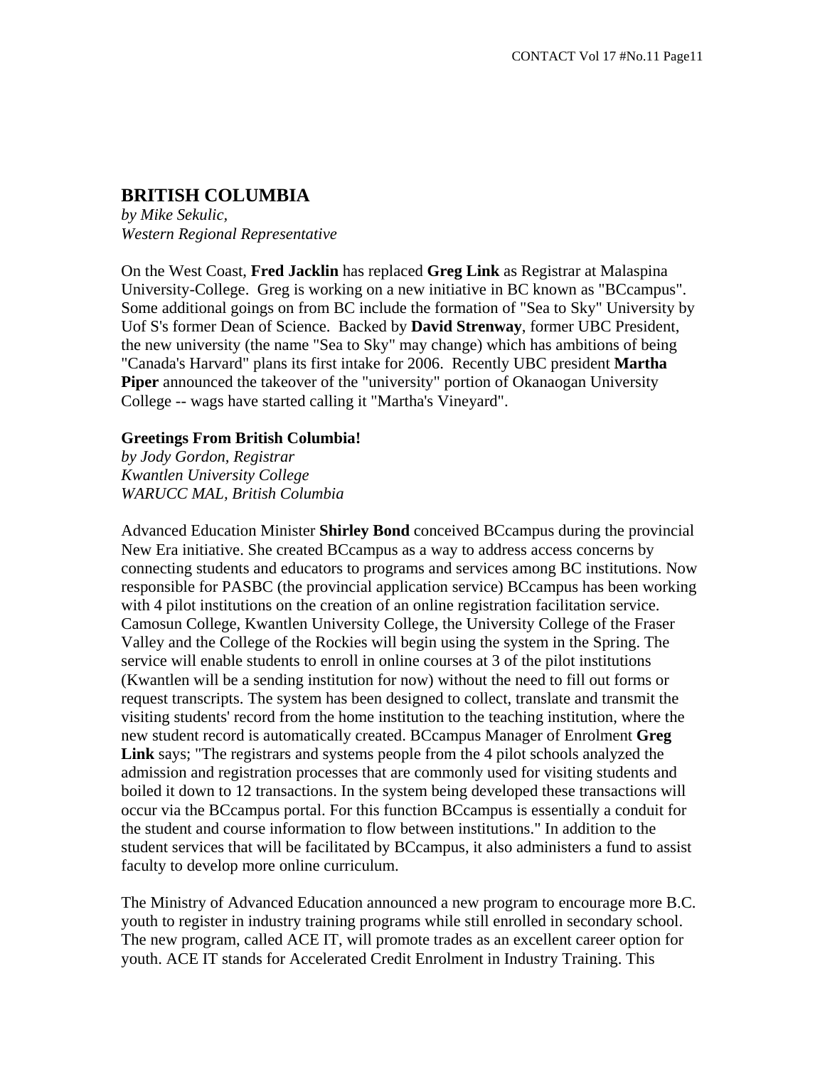## BRITISH COLUMBIA

*by Mike Sekulic,*
*Western Regional Representative*

On the West Coast, **Fred Jacklin** has replaced **Greg Link** as Registrar at Malaspina University-College. Greg is working on a new initiative in BC known as "BCcampus". Some additional goings on from BC include the formation of "Sea to Sky" University by Uof S's former Dean of Science. Backed by **David Strenway**, former UBC President, the new university (the name "Sea to Sky" may change) which has ambitions of being "Canada's Harvard" plans its first intake for 2006. Recently UBC president **Martha Piper** announced the takeover of the "university" portion of Okanaogan University College -- wags have started calling it "Martha's Vineyard".

### Greetings From British Columbia!

*by Jody Gordon, Registrar*
*Kwantlen University College*
*WARUCC MAL, British Columbia*

Advanced Education Minister **Shirley Bond** conceived BCcampus during the provincial New Era initiative. She created BCcampus as a way to address access concerns by connecting students and educators to programs and services among BC institutions. Now responsible for PASBC (the provincial application service) BCcampus has been working with 4 pilot institutions on the creation of an online registration facilitation service. Camosun College, Kwantlen University College, the University College of the Fraser Valley and the College of the Rockies will begin using the system in the Spring. The service will enable students to enroll in online courses at 3 of the pilot institutions (Kwantlen will be a sending institution for now) without the need to fill out forms or request transcripts. The system has been designed to collect, translate and transmit the visiting students' record from the home institution to the teaching institution, where the new student record is automatically created. BCcampus Manager of Enrolment **Greg Link** says; "The registrars and systems people from the 4 pilot schools analyzed the admission and registration processes that are commonly used for visiting students and boiled it down to 12 transactions. In the system being developed these transactions will occur via the BCcampus portal. For this function BCcampus is essentially a conduit for the student and course information to flow between institutions." In addition to the student services that will be facilitated by BCcampus, it also administers a fund to assist faculty to develop more online curriculum.

The Ministry of Advanced Education announced a new program to encourage more B.C. youth to register in industry training programs while still enrolled in secondary school. The new program, called ACE IT, will promote trades as an excellent career option for youth. ACE IT stands for Accelerated Credit Enrolment in Industry Training. This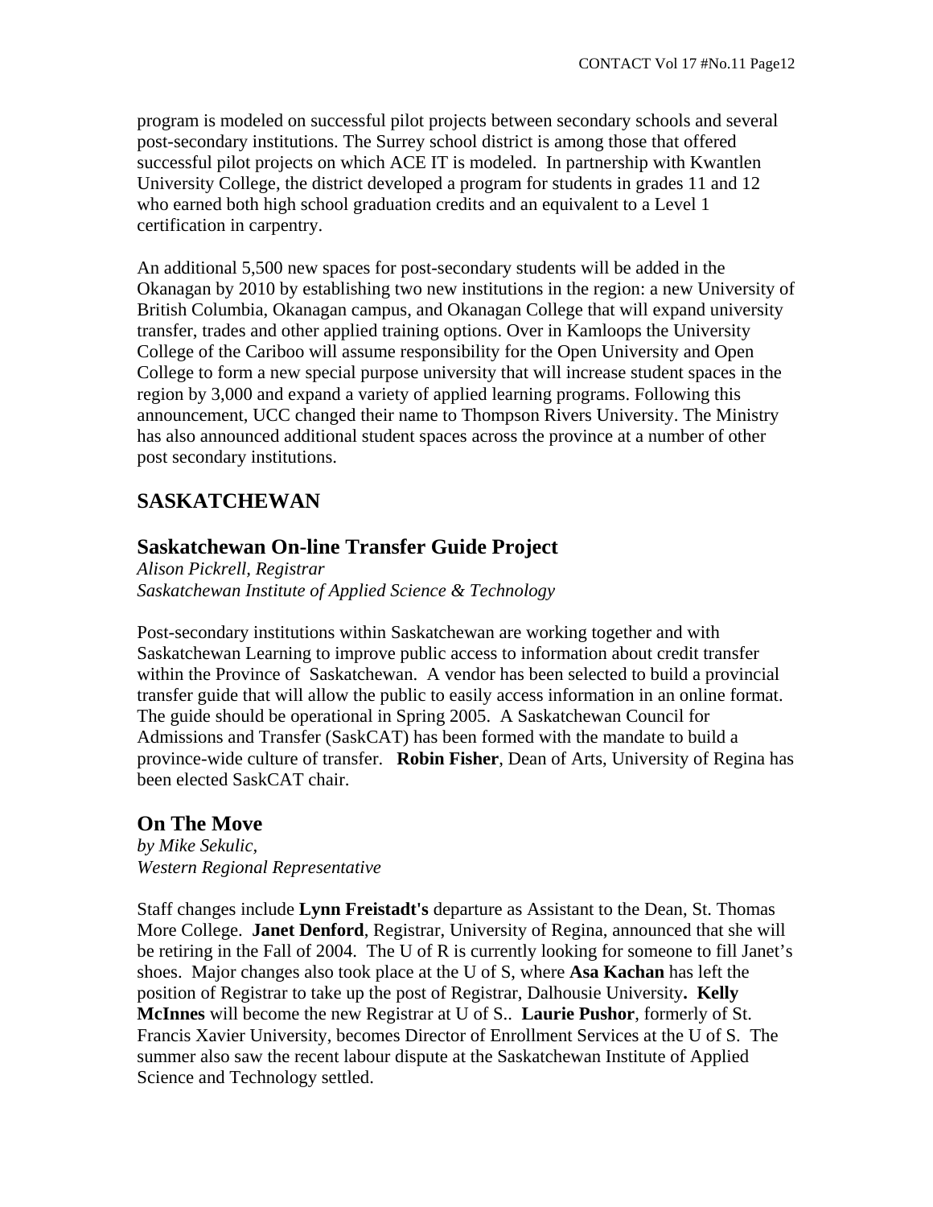program is modeled on successful pilot projects between secondary schools and several post-secondary institutions. The Surrey school district is among those that offered successful pilot projects on which ACE IT is modeled. In partnership with Kwantlen University College, the district developed a program for students in grades 11 and 12 who earned both high school graduation credits and an equivalent to a Level 1 certification in carpentry.

An additional 5,500 new spaces for post-secondary students will be added in the Okanagan by 2010 by establishing two new institutions in the region: a new University of British Columbia, Okanagan campus, and Okanagan College that will expand university transfer, trades and other applied training options. Over in Kamloops the University College of the Cariboo will assume responsibility for the Open University and Open College to form a new special purpose university that will increase student spaces in the region by 3,000 and expand a variety of applied learning programs. Following this announcement, UCC changed their name to Thompson Rivers University. The Ministry has also announced additional student spaces across the province at a number of other post secondary institutions.

## SASKATCHEWAN

### Saskatchewan On-line Transfer Guide Project

*Alison Pickrell, Registrar*
*Saskatchewan Institute of Applied Science & Technology*

Post-secondary institutions within Saskatchewan are working together and with Saskatchewan Learning to improve public access to information about credit transfer within the Province of Saskatchewan. A vendor has been selected to build a provincial transfer guide that will allow the public to easily access information in an online format. The guide should be operational in Spring 2005. A Saskatchewan Council for Admissions and Transfer (SaskCAT) has been formed with the mandate to build a province-wide culture of transfer. **Robin Fisher**, Dean of Arts, University of Regina has been elected SaskCAT chair.

### On The Move

*by Mike Sekulic,*
*Western Regional Representative*

Staff changes include **Lynn Freistadt's** departure as Assistant to the Dean, St. Thomas More College. **Janet Denford**, Registrar, University of Regina, announced that she will be retiring in the Fall of 2004. The U of R is currently looking for someone to fill Janet's shoes. Major changes also took place at the U of S, where **Asa Kachan** has left the position of Registrar to take up the post of Registrar, Dalhousie University**.** **Kelly McInnes** will become the new Registrar at U of S.. **Laurie Pushor**, formerly of St. Francis Xavier University, becomes Director of Enrollment Services at the U of S. The summer also saw the recent labour dispute at the Saskatchewan Institute of Applied Science and Technology settled.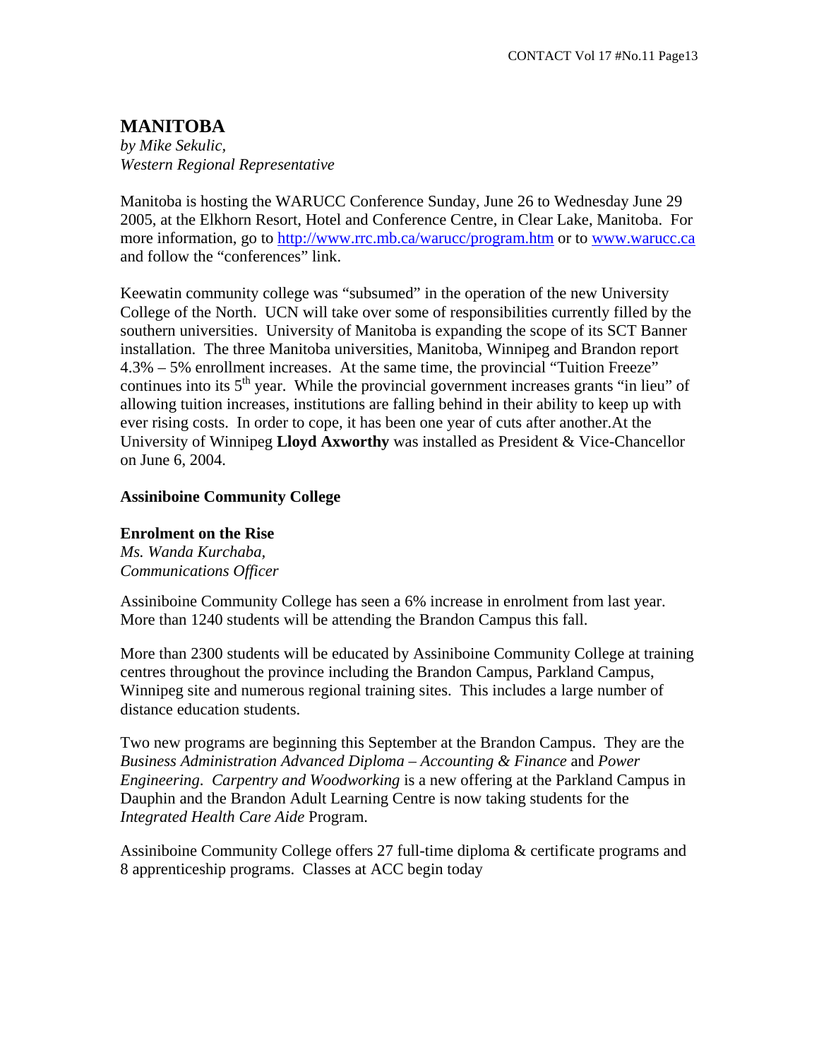## MANITOBA

*by Mike Sekulic,*
*Western Regional Representative*

Manitoba is hosting the WARUCC Conference Sunday, June 26 to Wednesday June 29 2005, at the Elkhorn Resort, Hotel and Conference Centre, in Clear Lake, Manitoba. For more information, go to http://www.rrc.mb.ca/warucc/program.htm or to www.warucc.ca and follow the "conferences" link.

Keewatin community college was "subsumed" in the operation of the new University College of the North. UCN will take over some of responsibilities currently filled by the southern universities. University of Manitoba is expanding the scope of its SCT Banner installation. The three Manitoba universities, Manitoba, Winnipeg and Brandon report 4.3% – 5% enrollment increases. At the same time, the provincial "Tuition Freeze" continues into its 5th year. While the provincial government increases grants "in lieu" of allowing tuition increases, institutions are falling behind in their ability to keep up with ever rising costs. In order to cope, it has been one year of cuts after another.At the University of Winnipeg **Lloyd Axworthy** was installed as President & Vice-Chancellor on June 6, 2004.

### Assiniboine Community College

#### Enrolment on the Rise

*Ms. Wanda Kurchaba,*
*Communications Officer*

Assiniboine Community College has seen a 6% increase in enrolment from last year. More than 1240 students will be attending the Brandon Campus this fall.

More than 2300 students will be educated by Assiniboine Community College at training centres throughout the province including the Brandon Campus, Parkland Campus, Winnipeg site and numerous regional training sites. This includes a large number of distance education students.

Two new programs are beginning this September at the Brandon Campus. They are the *Business Administration Advanced Diploma – Accounting & Finance* and *Power Engineering*. *Carpentry and Woodworking* is a new offering at the Parkland Campus in Dauphin and the Brandon Adult Learning Centre is now taking students for the *Integrated Health Care Aide* Program.

Assiniboine Community College offers 27 full-time diploma & certificate programs and 8 apprenticeship programs. Classes at ACC begin today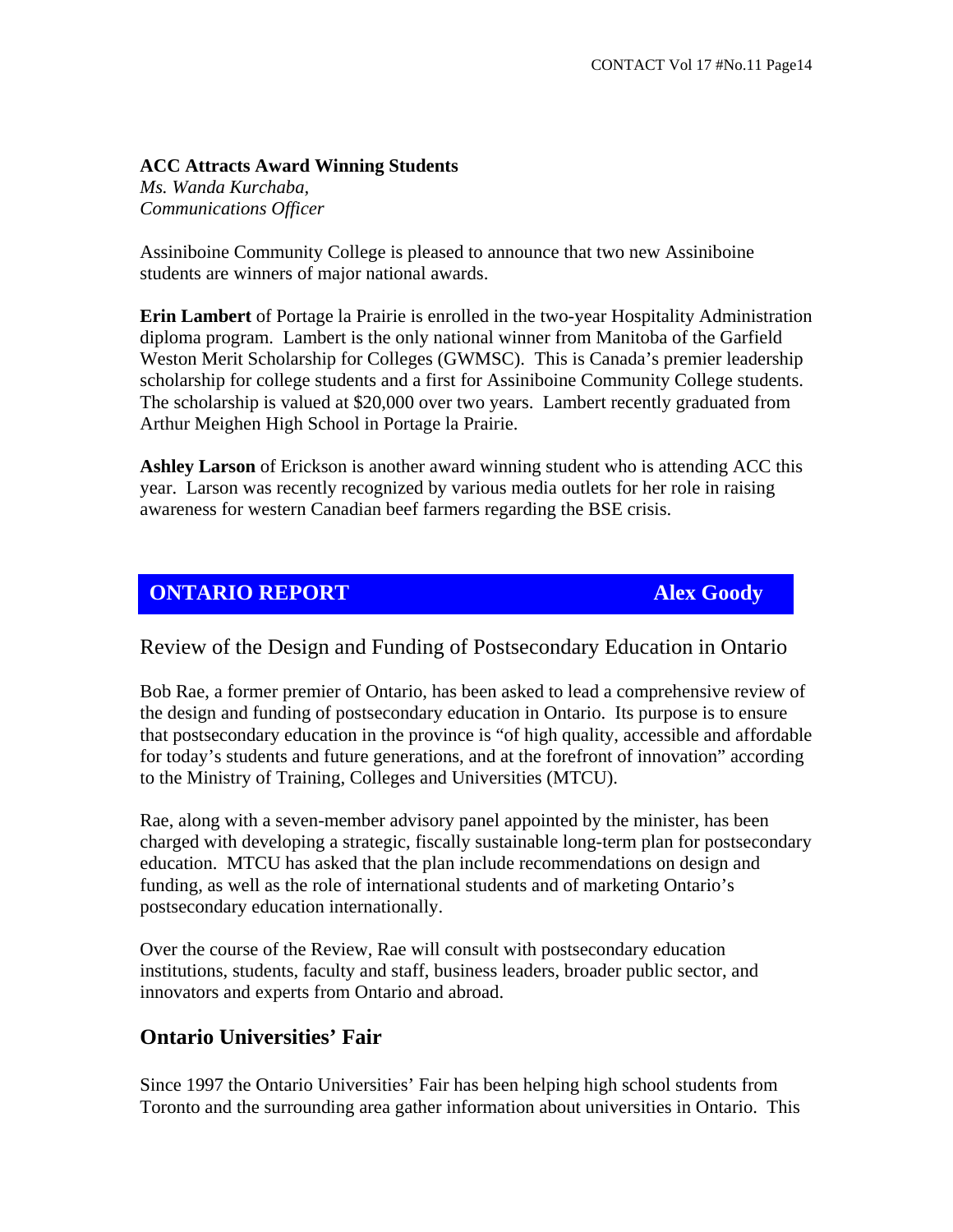**ACC Attracts Award Winning Students**

*Ms. Wanda Kurchaba,*
*Communications Officer*

Assiniboine Community College is pleased to announce that two new Assiniboine students are winners of major national awards.

**Erin Lambert** of Portage la Prairie is enrolled in the two-year Hospitality Administration diploma program. Lambert is the only national winner from Manitoba of the Garfield Weston Merit Scholarship for Colleges (GWMSC). This is Canada's premier leadership scholarship for college students and a first for Assiniboine Community College students. The scholarship is valued at $20,000 over two years. Lambert recently graduated from Arthur Meighen High School in Portage la Prairie.

**Ashley Larson** of Erickson is another award winning student who is attending ACC this year. Larson was recently recognized by various media outlets for her role in raising awareness for western Canadian beef farmers regarding the BSE crisis.

## ONTARIO REPORT — Alex Goody

### Review of the Design and Funding of Postsecondary Education in Ontario

Bob Rae, a former premier of Ontario, has been asked to lead a comprehensive review of the design and funding of postsecondary education in Ontario. Its purpose is to ensure that postsecondary education in the province is "of high quality, accessible and affordable for today's students and future generations, and at the forefront of innovation" according to the Ministry of Training, Colleges and Universities (MTCU).

Rae, along with a seven-member advisory panel appointed by the minister, has been charged with developing a strategic, fiscally sustainable long-term plan for postsecondary education. MTCU has asked that the plan include recommendations on design and funding, as well as the role of international students and of marketing Ontario's postsecondary education internationally.

Over the course of the Review, Rae will consult with postsecondary education institutions, students, faculty and staff, business leaders, broader public sector, and innovators and experts from Ontario and abroad.

### Ontario Universities' Fair

Since 1997 the Ontario Universities' Fair has been helping high school students from Toronto and the surrounding area gather information about universities in Ontario. This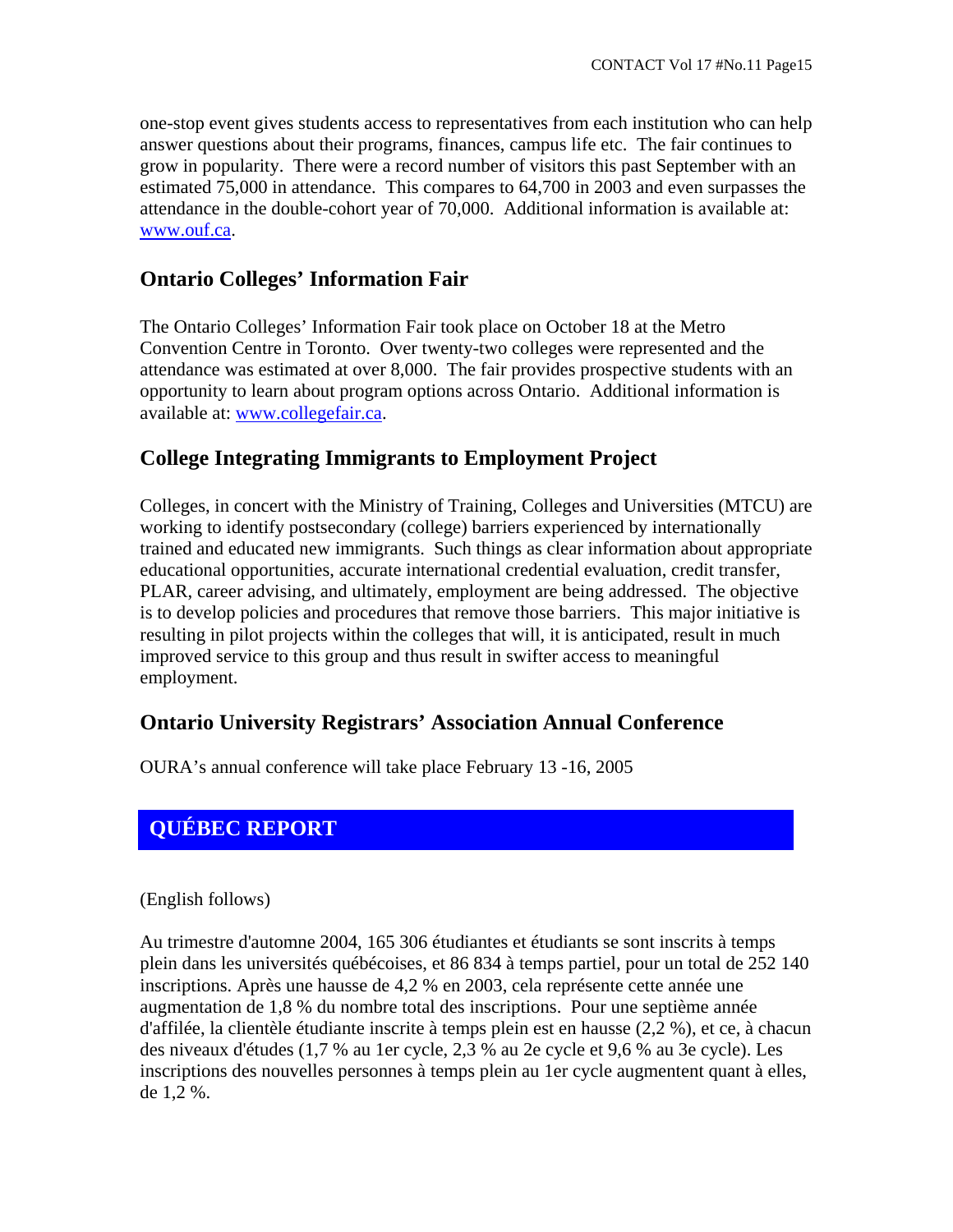one-stop event gives students access to representatives from each institution who can help answer questions about their programs, finances, campus life etc. The fair continues to grow in popularity. There were a record number of visitors this past September with an estimated 75,000 in attendance. This compares to 64,700 in 2003 and even surpasses the attendance in the double-cohort year of 70,000. Additional information is available at: www.ouf.ca.

## Ontario Colleges' Information Fair

The Ontario Colleges' Information Fair took place on October 18 at the Metro Convention Centre in Toronto. Over twenty-two colleges were represented and the attendance was estimated at over 8,000. The fair provides prospective students with an opportunity to learn about program options across Ontario. Additional information is available at: www.collegefair.ca.

## College Integrating Immigrants to Employment Project

Colleges, in concert with the Ministry of Training, Colleges and Universities (MTCU) are working to identify postsecondary (college) barriers experienced by internationally trained and educated new immigrants. Such things as clear information about appropriate educational opportunities, accurate international credential evaluation, credit transfer, PLAR, career advising, and ultimately, employment are being addressed. The objective is to develop policies and procedures that remove those barriers. This major initiative is resulting in pilot projects within the colleges that will, it is anticipated, result in much improved service to this group and thus result in swifter access to meaningful employment.

## Ontario University Registrars' Association Annual Conference

OURA's annual conference will take place February 13 -16, 2005

# QUÉBEC REPORT

(English follows)

Au trimestre d'automne 2004, 165 306 étudiantes et étudiants se sont inscrits à temps plein dans les universités québécoises, et 86 834 à temps partiel, pour un total de 252 140 inscriptions. Après une hausse de 4,2 % en 2003, cela représente cette année une augmentation de 1,8 % du nombre total des inscriptions. Pour une septième année d'affilée, la clientèle étudiante inscrite à temps plein est en hausse (2,2 %), et ce, à chacun des niveaux d'études (1,7 % au 1er cycle, 2,3 % au 2e cycle et 9,6 % au 3e cycle). Les inscriptions des nouvelles personnes à temps plein au 1er cycle augmentent quant à elles, de 1,2 %.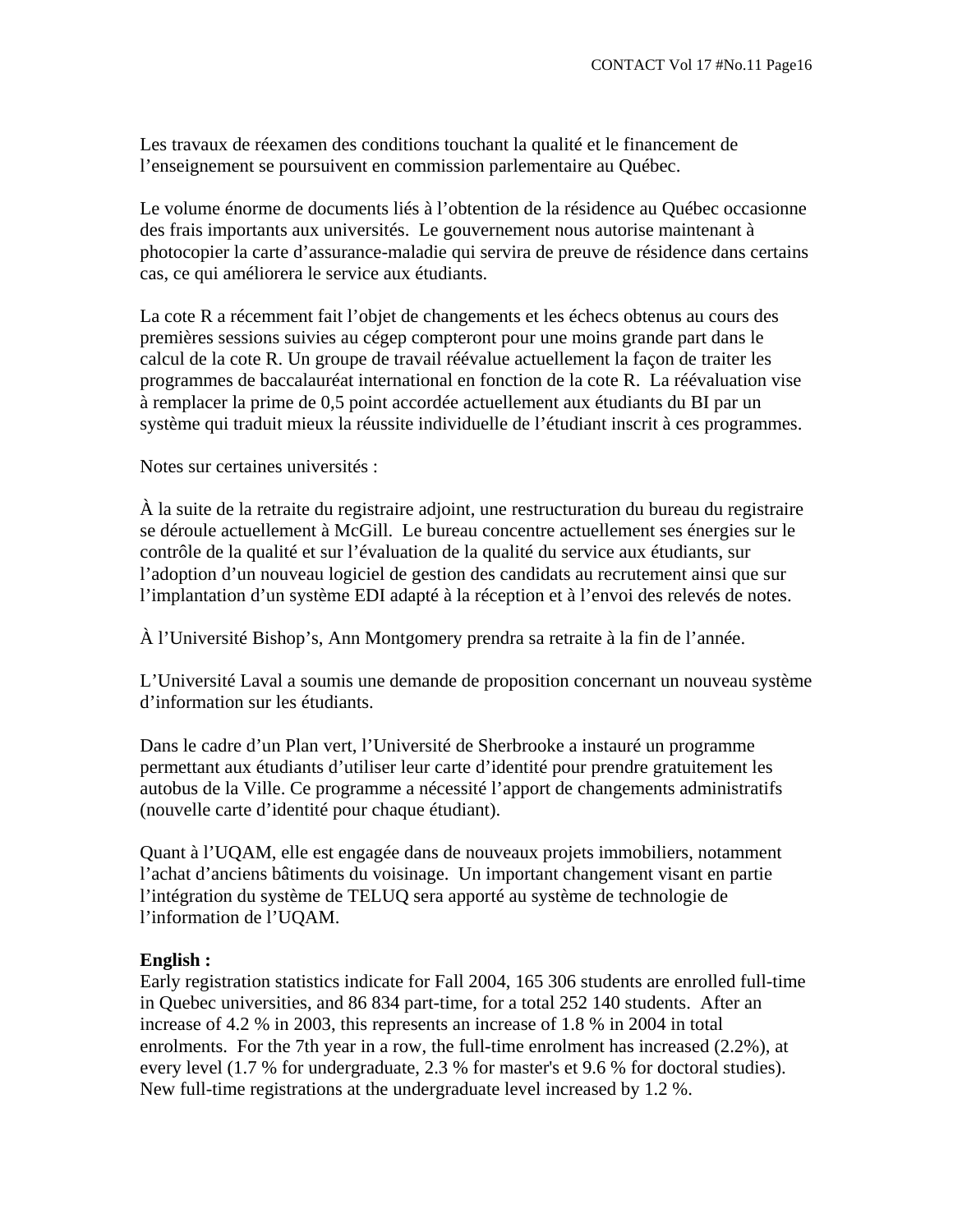Les travaux de réexamen des conditions touchant la qualité et le financement de l'enseignement se poursuivent en commission parlementaire au Québec.

Le volume énorme de documents liés à l'obtention de la résidence au Québec occasionne des frais importants aux universités. Le gouvernement nous autorise maintenant à photocopier la carte d'assurance-maladie qui servira de preuve de résidence dans certains cas, ce qui améliorera le service aux étudiants.

La cote R a récemment fait l'objet de changements et les échecs obtenus au cours des premières sessions suivies au cégep compteront pour une moins grande part dans le calcul de la cote R. Un groupe de travail réévalue actuellement la façon de traiter les programmes de baccalauréat international en fonction de la cote R. La réévaluation vise à remplacer la prime de 0,5 point accordée actuellement aux étudiants du BI par un système qui traduit mieux la réussite individuelle de l'étudiant inscrit à ces programmes.

Notes sur certaines universités :

À la suite de la retraite du registraire adjoint, une restructuration du bureau du registraire se déroule actuellement à McGill. Le bureau concentre actuellement ses énergies sur le contrôle de la qualité et sur l'évaluation de la qualité du service aux étudiants, sur l'adoption d'un nouveau logiciel de gestion des candidats au recrutement ainsi que sur l'implantation d'un système EDI adapté à la réception et à l'envoi des relevés de notes.

À l'Université Bishop's, Ann Montgomery prendra sa retraite à la fin de l'année.

L'Université Laval a soumis une demande de proposition concernant un nouveau système d'information sur les étudiants.

Dans le cadre d'un Plan vert, l'Université de Sherbrooke a instauré un programme permettant aux étudiants d'utiliser leur carte d'identité pour prendre gratuitement les autobus de la Ville. Ce programme a nécessité l'apport de changements administratifs (nouvelle carte d'identité pour chaque étudiant).

Quant à l'UQAM, elle est engagée dans de nouveaux projets immobiliers, notamment l'achat d'anciens bâtiments du voisinage. Un important changement visant en partie l'intégration du système de TELUQ sera apporté au système de technologie de l'information de l'UQAM.

**English :**
Early registration statistics indicate for Fall 2004, 165 306 students are enrolled full-time in Quebec universities, and 86 834 part-time, for a total 252 140 students. After an increase of 4.2 % in 2003, this represents an increase of 1.8 % in 2004 in total enrolments. For the 7th year in a row, the full-time enrolment has increased (2.2%), at every level (1.7 % for undergraduate, 2.3 % for master's et 9.6 % for doctoral studies). New full-time registrations at the undergraduate level increased by 1.2 %.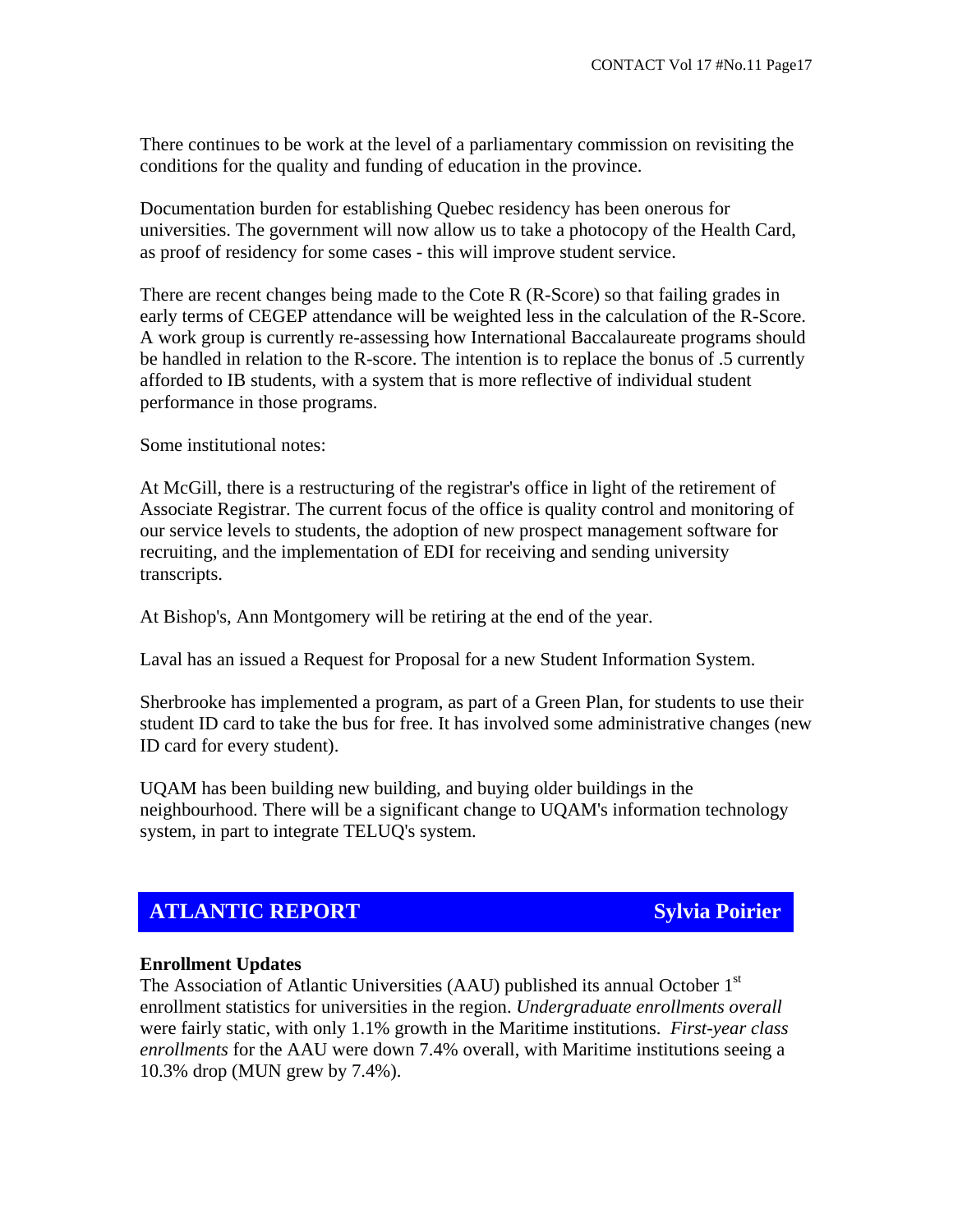There continues to be work at the level of a parliamentary commission on revisiting the conditions for the quality and funding of education in the province.

Documentation burden for establishing Quebec residency has been onerous for universities. The government will now allow us to take a photocopy of the Health Card, as proof of residency for some cases - this will improve student service.

There are recent changes being made to the Cote R (R-Score) so that failing grades in early terms of CEGEP attendance will be weighted less in the calculation of the R-Score. A work group is currently re-assessing how International Baccalaureate programs should be handled in relation to the R-score. The intention is to replace the bonus of .5 currently afforded to IB students, with a system that is more reflective of individual student performance in those programs.

Some institutional notes:

At McGill, there is a restructuring of the registrar's office in light of the retirement of Associate Registrar. The current focus of the office is quality control and monitoring of our service levels to students, the adoption of new prospect management software for recruiting, and the implementation of EDI for receiving and sending university transcripts.

At Bishop's, Ann Montgomery will be retiring at the end of the year.

Laval has an issued a Request for Proposal for a new Student Information System.

Sherbrooke has implemented a program, as part of a Green Plan, for students to use their student ID card to take the bus for free. It has involved some administrative changes (new ID card for every student).

UQAM has been building new building, and buying older buildings in the neighbourhood. There will be a significant change to UQAM's information technology system, in part to integrate TELUQ's system.

## ATLANTIC REPORT — Sylvia Poirier

**Enrollment Updates**

The Association of Atlantic Universities (AAU) published its annual October 1st enrollment statistics for universities in the region. *Undergraduate enrollments overall* were fairly static, with only 1.1% growth in the Maritime institutions. *First-year class enrollments* for the AAU were down 7.4% overall, with Maritime institutions seeing a 10.3% drop (MUN grew by 7.4%).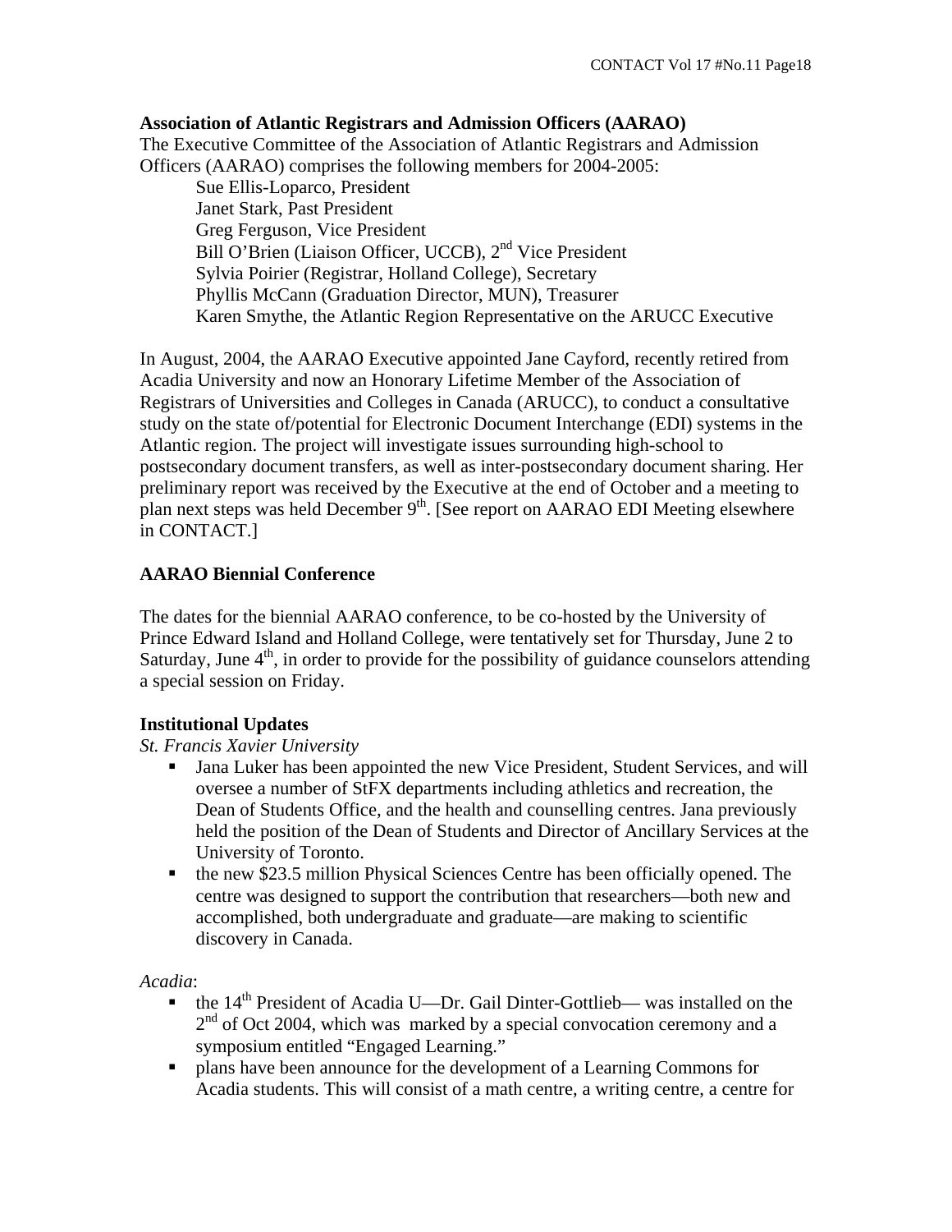**Association of Atlantic Registrars and Admission Officers (AARAO)**

The Executive Committee of the Association of Atlantic Registrars and Admission Officers (AARAO) comprises the following members for 2004-2005:

Sue Ellis-Loparco, President
Janet Stark, Past President
Greg Ferguson, Vice President
Bill O'Brien (Liaison Officer, UCCB), 2nd Vice President
Sylvia Poirier (Registrar, Holland College), Secretary
Phyllis McCann (Graduation Director, MUN), Treasurer
Karen Smythe, the Atlantic Region Representative on the ARUCC Executive

In August, 2004, the AARAO Executive appointed Jane Cayford, recently retired from Acadia University and now an Honorary Lifetime Member of the Association of Registrars of Universities and Colleges in Canada (ARUCC), to conduct a consultative study on the state of/potential for Electronic Document Interchange (EDI) systems in the Atlantic region. The project will investigate issues surrounding high-school to postsecondary document transfers, as well as inter-postsecondary document sharing. Her preliminary report was received by the Executive at the end of October and a meeting to plan next steps was held December 9th. [See report on AARAO EDI Meeting elsewhere in CONTACT.]

**AARAO Biennial Conference**

The dates for the biennial AARAO conference, to be co-hosted by the University of Prince Edward Island and Holland College, were tentatively set for Thursday, June 2 to Saturday, June 4th, in order to provide for the possibility of guidance counselors attending a special session on Friday.

**Institutional Updates**

*St. Francis Xavier University*

- Jana Luker has been appointed the new Vice President, Student Services, and will oversee a number of StFX departments including athletics and recreation, the Dean of Students Office, and the health and counselling centres. Jana previously held the position of the Dean of Students and Director of Ancillary Services at the University of Toronto.
- the new $23.5 million Physical Sciences Centre has been officially opened. The centre was designed to support the contribution that researchers—both new and accomplished, both undergraduate and graduate—are making to scientific discovery in Canada.

*Acadia*:

- the 14th President of Acadia U—Dr. Gail Dinter-Gottlieb— was installed on the 2nd of Oct 2004, which was marked by a special convocation ceremony and a symposium entitled "Engaged Learning."
- plans have been announce for the development of a Learning Commons for Acadia students. This will consist of a math centre, a writing centre, a centre for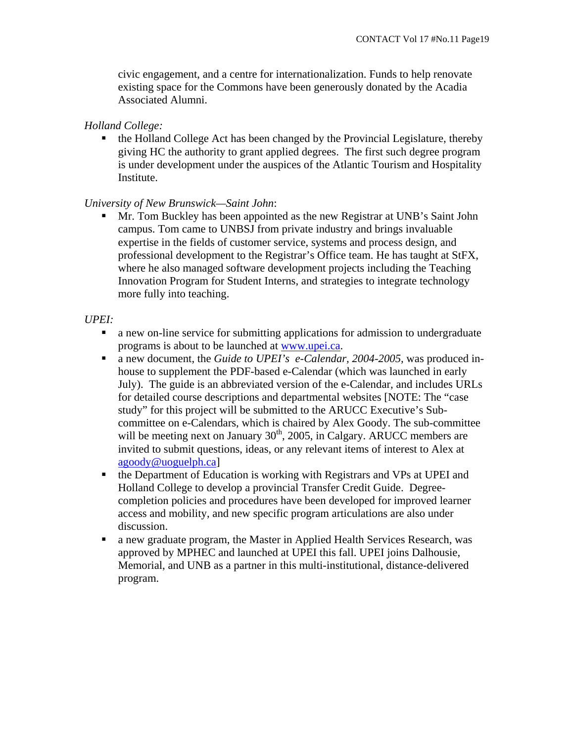civic engagement, and a centre for internationalization. Funds to help renovate existing space for the Commons have been generously donated by the Acadia Associated Alumni.

*Holland College:*

- the Holland College Act has been changed by the Provincial Legislature, thereby giving HC the authority to grant applied degrees. The first such degree program is under development under the auspices of the Atlantic Tourism and Hospitality Institute.

*University of New Brunswick—Saint John*:

- Mr. Tom Buckley has been appointed as the new Registrar at UNB's Saint John campus. Tom came to UNBSJ from private industry and brings invaluable expertise in the fields of customer service, systems and process design, and professional development to the Registrar's Office team. He has taught at StFX, where he also managed software development projects including the Teaching Innovation Program for Student Interns, and strategies to integrate technology more fully into teaching.

*UPEI:*

- a new on-line service for submitting applications for admission to undergraduate programs is about to be launched at www.upei.ca.
- a new document, the *Guide to UPEI's e-Calendar, 2004-2005,* was produced in-house to supplement the PDF-based e-Calendar (which was launched in early July). The guide is an abbreviated version of the e-Calendar, and includes URLs for detailed course descriptions and departmental websites [NOTE: The "case study" for this project will be submitted to the ARUCC Executive's Sub-committee on e-Calendars, which is chaired by Alex Goody. The sub-committee will be meeting next on January 30th, 2005, in Calgary. ARUCC members are invited to submit questions, ideas, or any relevant items of interest to Alex at agoody@uoguelph.ca]
- the Department of Education is working with Registrars and VPs at UPEI and Holland College to develop a provincial Transfer Credit Guide. Degree-completion policies and procedures have been developed for improved learner access and mobility, and new specific program articulations are also under discussion.
- a new graduate program, the Master in Applied Health Services Research, was approved by MPHEC and launched at UPEI this fall. UPEI joins Dalhousie, Memorial, and UNB as a partner in this multi-institutional, distance-delivered program.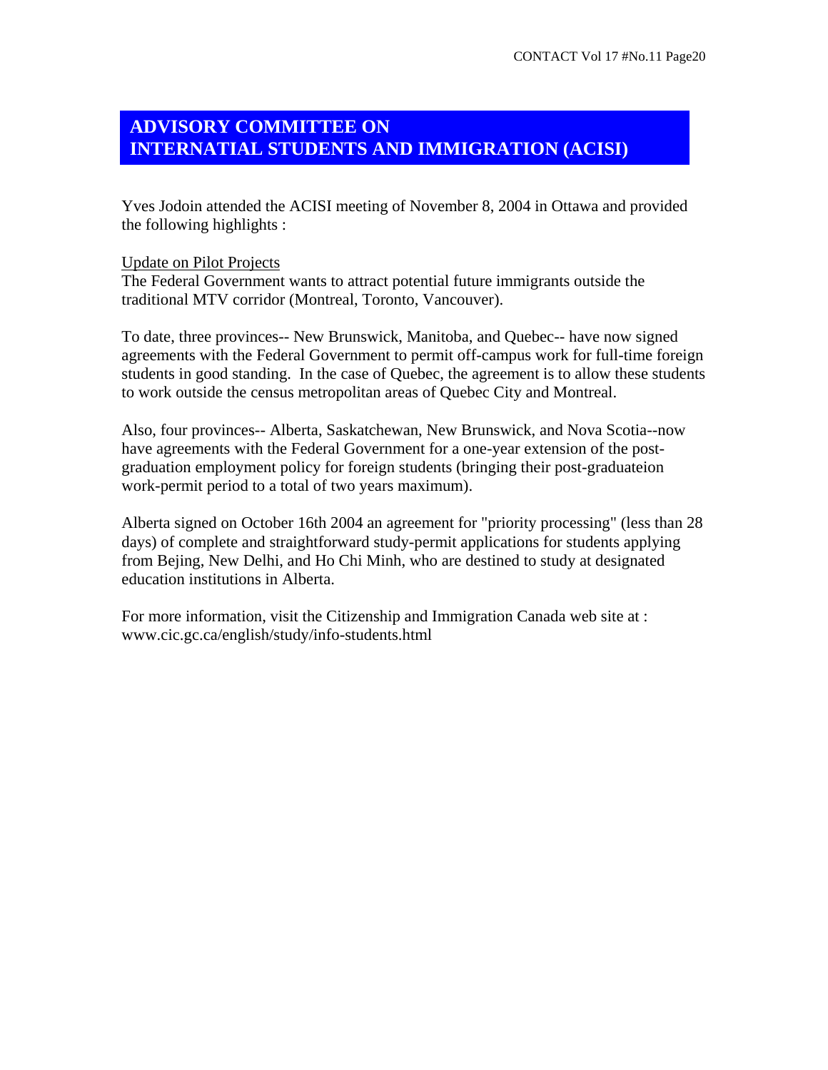## ADVISORY COMMITTEE ON INTERNATIAL STUDENTS AND IMMIGRATION (ACISI)

Yves Jodoin attended the ACISI meeting of November 8, 2004 in Ottawa and provided the following highlights :

<u>Update on Pilot Projects</u>

The Federal Government wants to attract potential future immigrants outside the traditional MTV corridor (Montreal, Toronto, Vancouver).

To date, three provinces-- New Brunswick, Manitoba, and Quebec-- have now signed agreements with the Federal Government to permit off-campus work for full-time foreign students in good standing. In the case of Quebec, the agreement is to allow these students to work outside the census metropolitan areas of Quebec City and Montreal.

Also, four provinces-- Alberta, Saskatchewan, New Brunswick, and Nova Scotia--now have agreements with the Federal Government for a one-year extension of the post-graduation employment policy for foreign students (bringing their post-graduateion work-permit period to a total of two years maximum).

Alberta signed on October 16th 2004 an agreement for "priority processing" (less than 28 days) of complete and straightforward study-permit applications for students applying from Bejing, New Delhi, and Ho Chi Minh, who are destined to study at designated education institutions in Alberta.

For more information, visit the Citizenship and Immigration Canada web site at : www.cic.gc.ca/english/study/info-students.html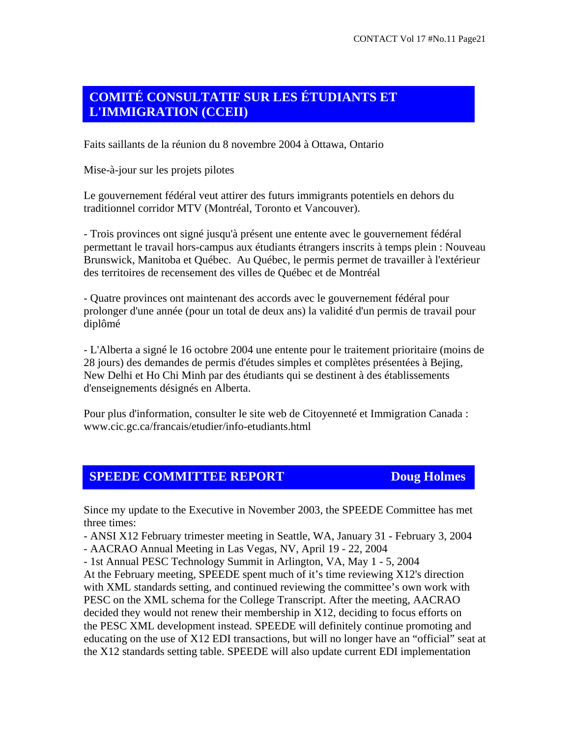## COMITÉ CONSULTATIF SUR LES ÉTUDIANTS ET L'IMMIGRATION (CCEII)

Faits saillants de la réunion du 8 novembre 2004 à Ottawa, Ontario

Mise-à-jour sur les projets pilotes

Le gouvernement fédéral veut attirer des futurs immigrants potentiels en dehors du traditionnel corridor MTV (Montréal, Toronto et Vancouver).

- Trois provinces ont signé jusqu'à présent une entente avec le gouvernement fédéral permettant le travail hors-campus aux étudiants étrangers inscrits à temps plein : Nouveau Brunswick, Manitoba et Québec. Au Québec, le permis permet de travailler à l'extérieur des territoires de recensement des villes de Québec et de Montréal

- Quatre provinces ont maintenant des accords avec le gouvernement fédéral pour prolonger d'une année (pour un total de deux ans) la validité d'un permis de travail pour diplômé

- L'Alberta a signé le 16 octobre 2004 une entente pour le traitement prioritaire (moins de 28 jours) des demandes de permis d'études simples et complètes présentées à Bejing, New Delhi et Ho Chi Minh par des étudiants qui se destinent à des établissements d'enseignements désignés en Alberta.

Pour plus d'information, consulter le site web de Citoyenneté et Immigration Canada : www.cic.gc.ca/francais/etudier/info-etudiants.html

## SPEEDE COMMITTEE REPORT — Doug Holmes

Since my update to the Executive in November 2003, the SPEEDE Committee has met three times:

- ANSI X12 February trimester meeting in Seattle, WA, January 31 - February 3, 2004
- AACRAO Annual Meeting in Las Vegas, NV, April 19 - 22, 2004
- 1st Annual PESC Technology Summit in Arlington, VA, May 1 - 5, 2004

At the February meeting, SPEEDE spent much of it's time reviewing X12's direction with XML standards setting, and continued reviewing the committee's own work with PESC on the XML schema for the College Transcript. After the meeting, AACRAO decided they would not renew their membership in X12, deciding to focus efforts on the PESC XML development instead. SPEEDE will definitely continue promoting and educating on the use of X12 EDI transactions, but will no longer have an "official" seat at the X12 standards setting table. SPEEDE will also update current EDI implementation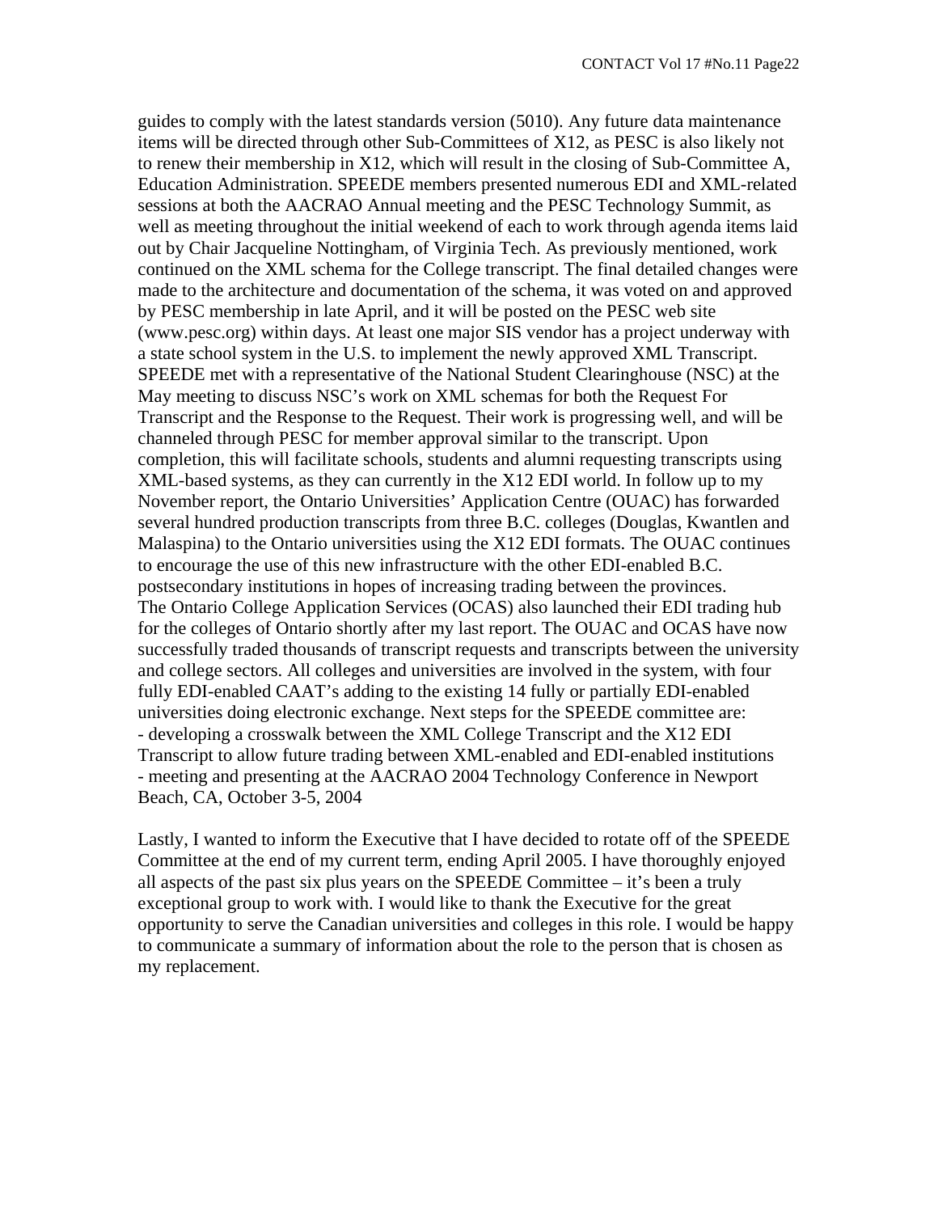guides to comply with the latest standards version (5010). Any future data maintenance items will be directed through other Sub-Committees of X12, as PESC is also likely not to renew their membership in X12, which will result in the closing of Sub-Committee A, Education Administration. SPEEDE members presented numerous EDI and XML-related sessions at both the AACRAO Annual meeting and the PESC Technology Summit, as well as meeting throughout the initial weekend of each to work through agenda items laid out by Chair Jacqueline Nottingham, of Virginia Tech. As previously mentioned, work continued on the XML schema for the College transcript. The final detailed changes were made to the architecture and documentation of the schema, it was voted on and approved by PESC membership in late April, and it will be posted on the PESC web site (www.pesc.org) within days. At least one major SIS vendor has a project underway with a state school system in the U.S. to implement the newly approved XML Transcript. SPEEDE met with a representative of the National Student Clearinghouse (NSC) at the May meeting to discuss NSC's work on XML schemas for both the Request For Transcript and the Response to the Request. Their work is progressing well, and will be channeled through PESC for member approval similar to the transcript. Upon completion, this will facilitate schools, students and alumni requesting transcripts using XML-based systems, as they can currently in the X12 EDI world. In follow up to my November report, the Ontario Universities' Application Centre (OUAC) has forwarded several hundred production transcripts from three B.C. colleges (Douglas, Kwantlen and Malaspina) to the Ontario universities using the X12 EDI formats. The OUAC continues to encourage the use of this new infrastructure with the other EDI-enabled B.C. postsecondary institutions in hopes of increasing trading between the provinces.
The Ontario College Application Services (OCAS) also launched their EDI trading hub for the colleges of Ontario shortly after my last report. The OUAC and OCAS have now successfully traded thousands of transcript requests and transcripts between the university and college sectors. All colleges and universities are involved in the system, with four fully EDI-enabled CAAT's adding to the existing 14 fully or partially EDI-enabled universities doing electronic exchange. Next steps for the SPEEDE committee are:
- developing a crosswalk between the XML College Transcript and the X12 EDI Transcript to allow future trading between XML-enabled and EDI-enabled institutions
- meeting and presenting at the AACRAO 2004 Technology Conference in Newport Beach, CA, October 3-5, 2004

Lastly, I wanted to inform the Executive that I have decided to rotate off of the SPEEDE Committee at the end of my current term, ending April 2005. I have thoroughly enjoyed all aspects of the past six plus years on the SPEEDE Committee – it's been a truly exceptional group to work with. I would like to thank the Executive for the great opportunity to serve the Canadian universities and colleges in this role. I would be happy to communicate a summary of information about the role to the person that is chosen as my replacement.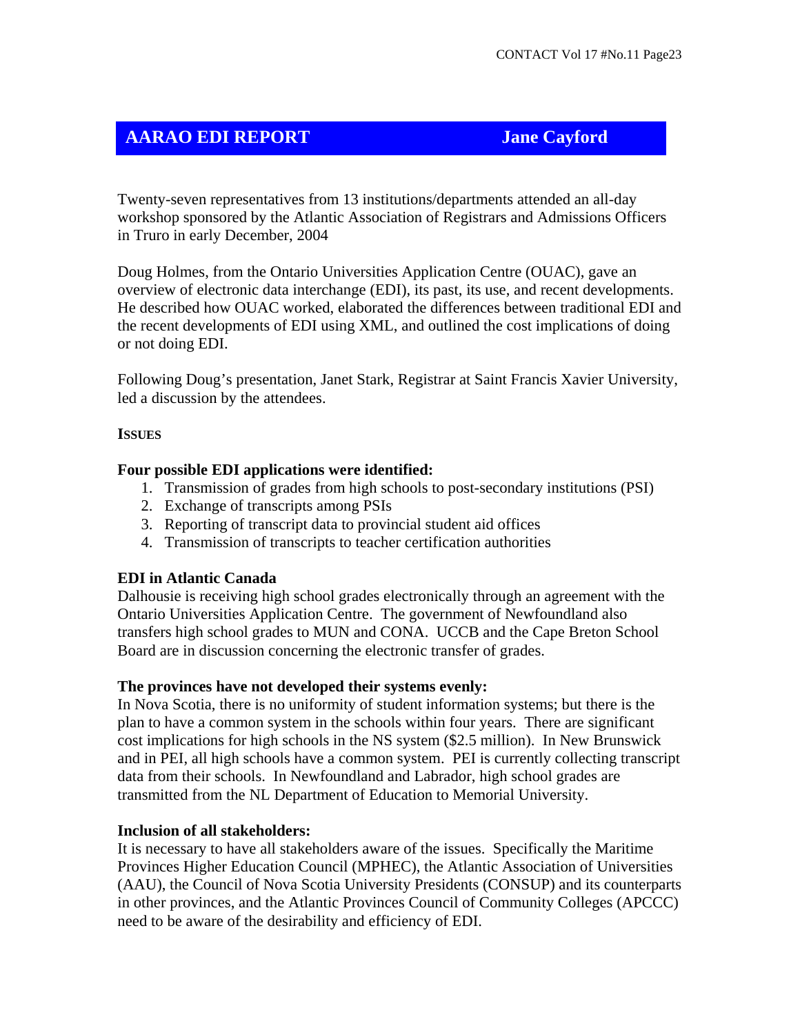## AARAO EDI REPORT — Jane Cayford

Twenty-seven representatives from 13 institutions/departments attended an all-day workshop sponsored by the Atlantic Association of Registrars and Admissions Officers in Truro in early December, 2004

Doug Holmes, from the Ontario Universities Application Centre (OUAC), gave an overview of electronic data interchange (EDI), its past, its use, and recent developments. He described how OUAC worked, elaborated the differences between traditional EDI and the recent developments of EDI using XML, and outlined the cost implications of doing or not doing EDI.

Following Doug's presentation, Janet Stark, Registrar at Saint Francis Xavier University, led a discussion by the attendees.

### ISSUES

**Four possible EDI applications were identified:**

1. Transmission of grades from high schools to post-secondary institutions (PSI)
2. Exchange of transcripts among PSIs
3. Reporting of transcript data to provincial student aid offices
4. Transmission of transcripts to teacher certification authorities

**EDI in Atlantic Canada**

Dalhousie is receiving high school grades electronically through an agreement with the Ontario Universities Application Centre. The government of Newfoundland also transfers high school grades to MUN and CONA. UCCB and the Cape Breton School Board are in discussion concerning the electronic transfer of grades.

**The provinces have not developed their systems evenly:**

In Nova Scotia, there is no uniformity of student information systems; but there is the plan to have a common system in the schools within four years. There are significant cost implications for high schools in the NS system ($2.5 million). In New Brunswick and in PEI, all high schools have a common system. PEI is currently collecting transcript data from their schools. In Newfoundland and Labrador, high school grades are transmitted from the NL Department of Education to Memorial University.

**Inclusion of all stakeholders:**

It is necessary to have all stakeholders aware of the issues. Specifically the Maritime Provinces Higher Education Council (MPHEC), the Atlantic Association of Universities (AAU), the Council of Nova Scotia University Presidents (CONSUP) and its counterparts in other provinces, and the Atlantic Provinces Council of Community Colleges (APCCC) need to be aware of the desirability and efficiency of EDI.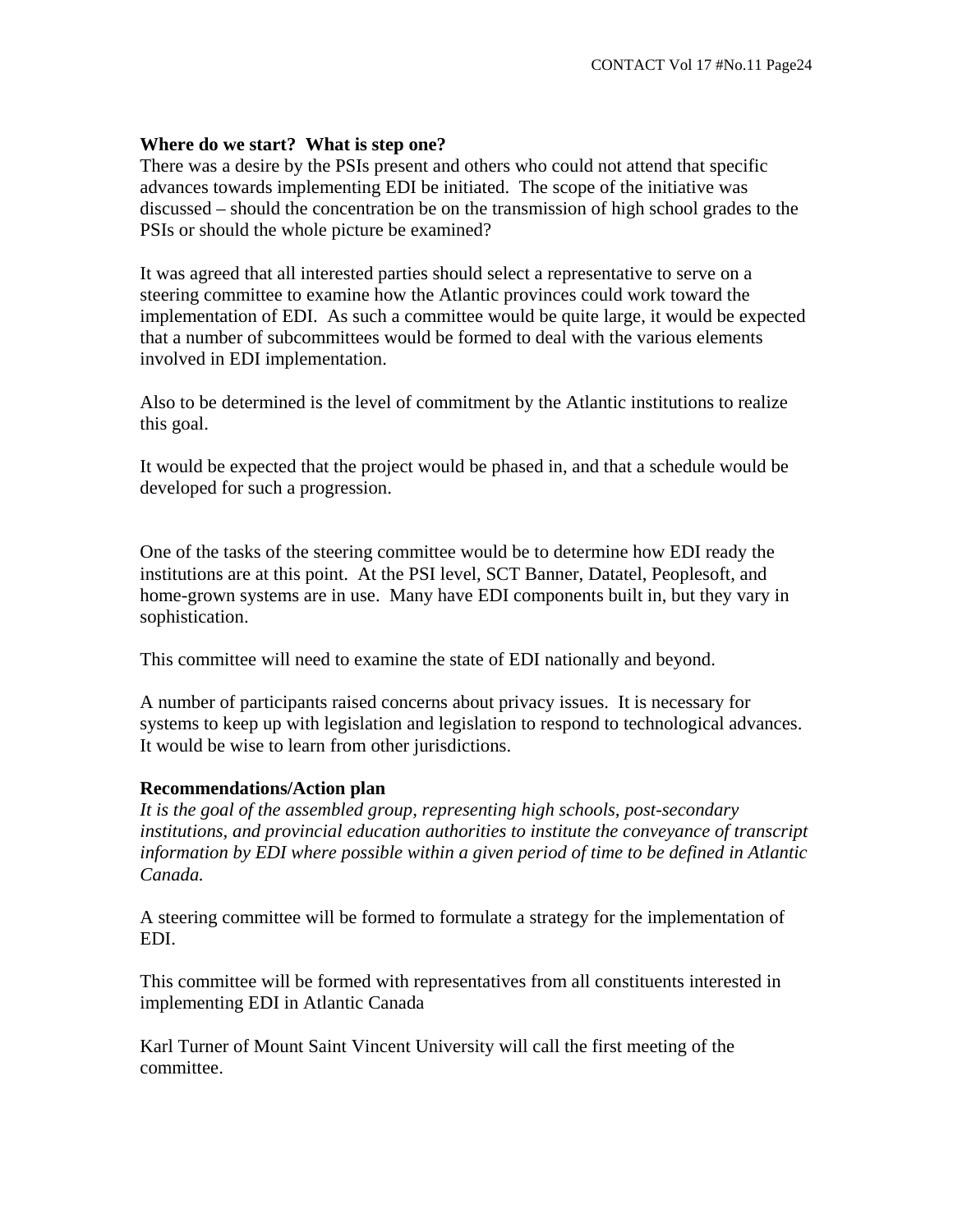**Where do we start? What is step one?**

There was a desire by the PSIs present and others who could not attend that specific advances towards implementing EDI be initiated. The scope of the initiative was discussed – should the concentration be on the transmission of high school grades to the PSIs or should the whole picture be examined?

It was agreed that all interested parties should select a representative to serve on a steering committee to examine how the Atlantic provinces could work toward the implementation of EDI. As such a committee would be quite large, it would be expected that a number of subcommittees would be formed to deal with the various elements involved in EDI implementation.

Also to be determined is the level of commitment by the Atlantic institutions to realize this goal.

It would be expected that the project would be phased in, and that a schedule would be developed for such a progression.

One of the tasks of the steering committee would be to determine how EDI ready the institutions are at this point. At the PSI level, SCT Banner, Datatel, Peoplesoft, and home-grown systems are in use. Many have EDI components built in, but they vary in sophistication.

This committee will need to examine the state of EDI nationally and beyond.

A number of participants raised concerns about privacy issues. It is necessary for systems to keep up with legislation and legislation to respond to technological advances. It would be wise to learn from other jurisdictions.

**Recommendations/Action plan**

*It is the goal of the assembled group, representing high schools, post-secondary institutions, and provincial education authorities to institute the conveyance of transcript information by EDI where possible within a given period of time to be defined in Atlantic Canada.*

A steering committee will be formed to formulate a strategy for the implementation of EDI.

This committee will be formed with representatives from all constituents interested in implementing EDI in Atlantic Canada

Karl Turner of Mount Saint Vincent University will call the first meeting of the committee.